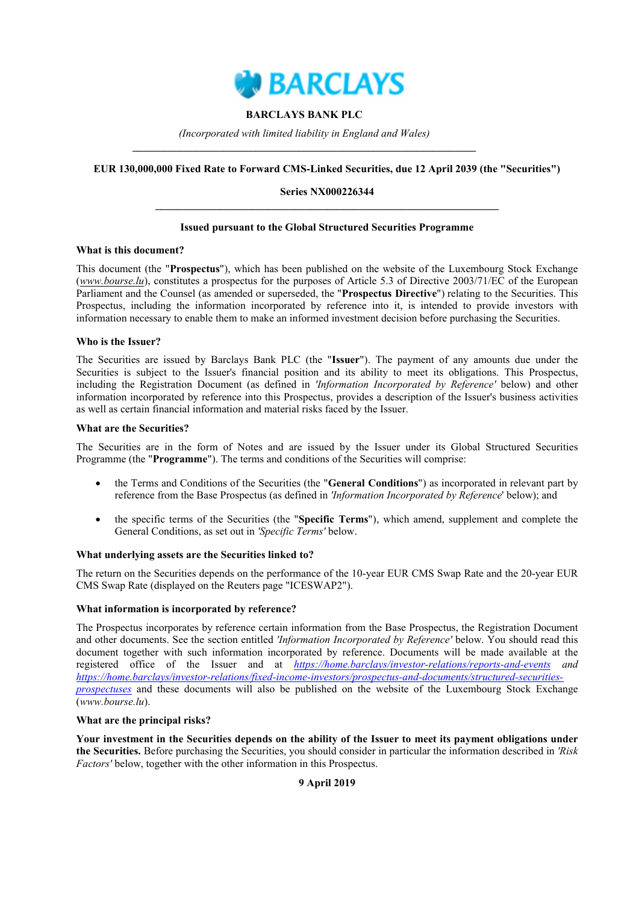**BARCLAYS**

**BARCLAYS BANK PLC**

*(Incorporated with limited liability in England and Wales)*

---

**EUR 130,000,000 Fixed Rate to Forward CMS-Linked Securities, due 12 April 2039 (the "Securities")**

**Series NX000226344**

---

**Issued pursuant to the Global Structured Securities Programme**

**What is this document?**

This document (the "**Prospectus**"), which has been published on the website of the Luxembourg Stock Exchange (*www.bourse.lu*), constitutes a prospectus for the purposes of Article 5.3 of Directive 2003/71/EC of the European Parliament and the Counsel (as amended or superseded, the "**Prospectus Directive**") relating to the Securities. This Prospectus, including the information incorporated by reference into it, is intended to provide investors with information necessary to enable them to make an informed investment decision before purchasing the Securities.

**Who is the Issuer?**

The Securities are issued by Barclays Bank PLC (the "**Issuer**"). The payment of any amounts due under the Securities is subject to the Issuer's financial position and its ability to meet its obligations. This Prospectus, including the Registration Document (as defined in *'Information Incorporated by Reference'* below) and other information incorporated by reference into this Prospectus, provides a description of the Issuer's business activities as well as certain financial information and material risks faced by the Issuer.

**What are the Securities?**

The Securities are in the form of Notes and are issued by the Issuer under its Global Structured Securities Programme (the "**Programme**"). The terms and conditions of the Securities will comprise:

- the Terms and Conditions of the Securities (the "**General Conditions**") as incorporated in relevant part by reference from the Base Prospectus (as defined in *'Information Incorporated by Reference'* below); and
- the specific terms of the Securities (the "**Specific Terms**"), which amend, supplement and complete the General Conditions, as set out in *'Specific Terms'* below.

**What underlying assets are the Securities linked to?**

The return on the Securities depends on the performance of the 10-year EUR CMS Swap Rate and the 20-year EUR CMS Swap Rate (displayed on the Reuters page "ICESWAP2").

**What information is incorporated by reference?**

The Prospectus incorporates by reference certain information from the Base Prospectus, the Registration Document and other documents. See the section entitled *'Information Incorporated by Reference'* below. You should read this document together with such information incorporated by reference. Documents will be made available at the registered office of the Issuer and at *https://home.barclays/investor-relations/reports-and-events* and *https://home.barclays/investor-relations/fixed-income-investors/prospectus-and-documents/structured-securities-prospectuses* and these documents will also be published on the website of the Luxembourg Stock Exchange (*www.bourse.lu*).

**What are the principal risks?**

**Your investment in the Securities depends on the ability of the Issuer to meet its payment obligations under the Securities.** Before purchasing the Securities, you should consider in particular the information described in *'Risk Factors'* below, together with the other information in this Prospectus.

**9 April 2019**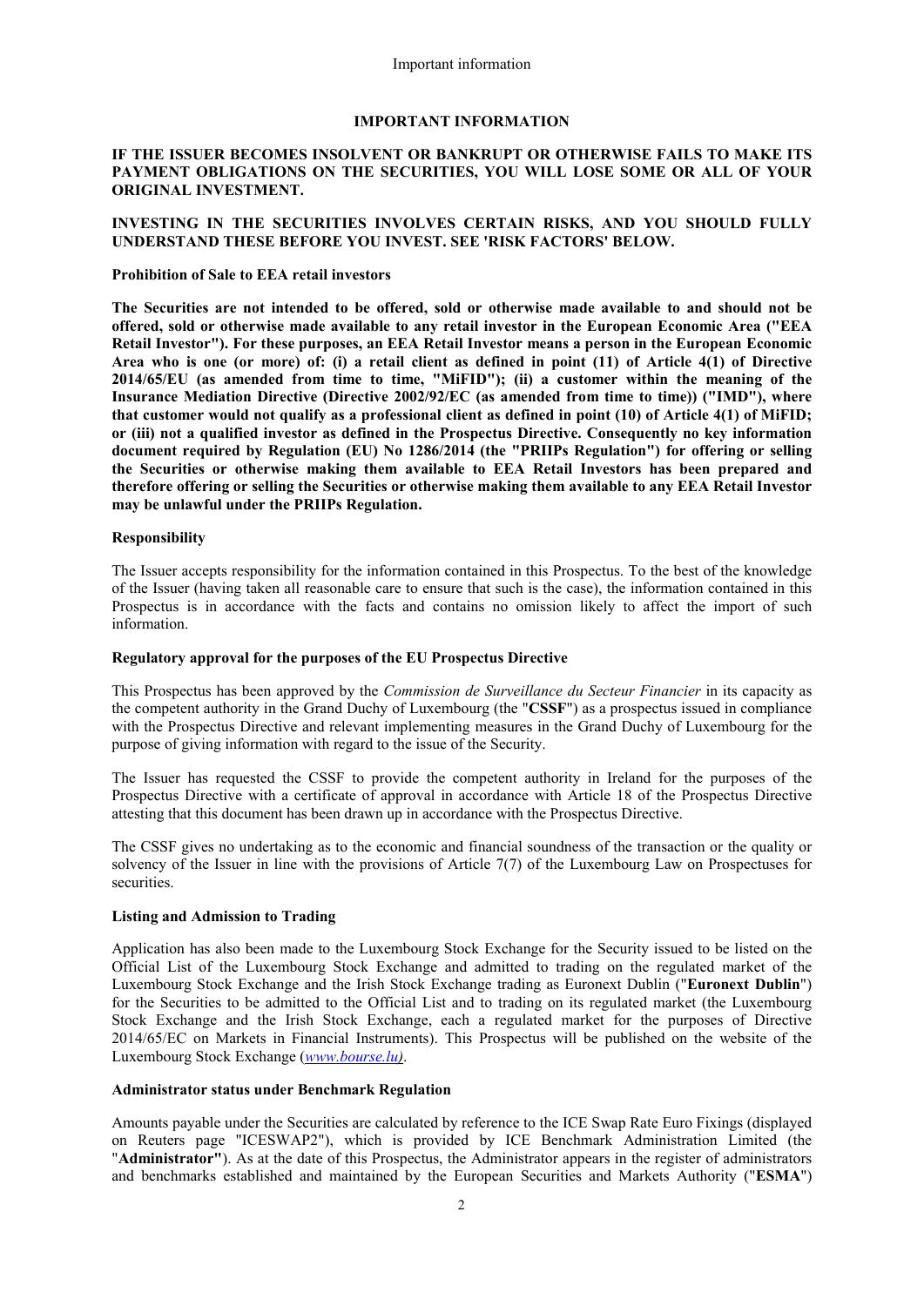# IMPORTANT INFORMATION

**IF THE ISSUER BECOMES INSOLVENT OR BANKRUPT OR OTHERWISE FAILS TO MAKE ITS PAYMENT OBLIGATIONS ON THE SECURITIES, YOU WILL LOSE SOME OR ALL OF YOUR ORIGINAL INVESTMENT.**

**INVESTING IN THE SECURITIES INVOLVES CERTAIN RISKS, AND YOU SHOULD FULLY UNDERSTAND THESE BEFORE YOU INVEST. SEE 'RISK FACTORS' BELOW.**

**Prohibition of Sale to EEA retail investors**

**The Securities are not intended to be offered, sold or otherwise made available to and should not be offered, sold or otherwise made available to any retail investor in the European Economic Area ("EEA Retail Investor"). For these purposes, an EEA Retail Investor means a person in the European Economic Area who is one (or more) of: (i) a retail client as defined in point (11) of Article 4(1) of Directive 2014/65/EU (as amended from time to time, "MiFID"); (ii) a customer within the meaning of the Insurance Mediation Directive (Directive 2002/92/EC (as amended from time to time)) ("IMD"), where that customer would not qualify as a professional client as defined in point (10) of Article 4(1) of MiFID; or (iii) not a qualified investor as defined in the Prospectus Directive. Consequently no key information document required by Regulation (EU) No 1286/2014 (the "PRIIPs Regulation") for offering or selling the Securities or otherwise making them available to EEA Retail Investors has been prepared and therefore offering or selling the Securities or otherwise making them available to any EEA Retail Investor may be unlawful under the PRIIPs Regulation.**

**Responsibility**

The Issuer accepts responsibility for the information contained in this Prospectus. To the best of the knowledge of the Issuer (having taken all reasonable care to ensure that such is the case), the information contained in this Prospectus is in accordance with the facts and contains no omission likely to affect the import of such information.

**Regulatory approval for the purposes of the EU Prospectus Directive**

This Prospectus has been approved by the *Commission de Surveillance du Secteur Financier* in its capacity as the competent authority in the Grand Duchy of Luxembourg (the "**CSSF**") as a prospectus issued in compliance with the Prospectus Directive and relevant implementing measures in the Grand Duchy of Luxembourg for the purpose of giving information with regard to the issue of the Security.

The Issuer has requested the CSSF to provide the competent authority in Ireland for the purposes of the Prospectus Directive with a certificate of approval in accordance with Article 18 of the Prospectus Directive attesting that this document has been drawn up in accordance with the Prospectus Directive.

The CSSF gives no undertaking as to the economic and financial soundness of the transaction or the quality or solvency of the Issuer in line with the provisions of Article 7(7) of the Luxembourg Law on Prospectuses for securities.

**Listing and Admission to Trading**

Application has also been made to the Luxembourg Stock Exchange for the Security issued to be listed on the Official List of the Luxembourg Stock Exchange and admitted to trading on the regulated market of the Luxembourg Stock Exchange and the Irish Stock Exchange trading as Euronext Dublin ("**Euronext Dublin**") for the Securities to be admitted to the Official List and to trading on its regulated market (the Luxembourg Stock Exchange and the Irish Stock Exchange, each a regulated market for the purposes of Directive 2014/65/EC on Markets in Financial Instruments). This Prospectus will be published on the website of the Luxembourg Stock Exchange (*www.bourse.lu)*.

**Administrator status under Benchmark Regulation**

Amounts payable under the Securities are calculated by reference to the ICE Swap Rate Euro Fixings (displayed on Reuters page "ICESWAP2"), which is provided by ICE Benchmark Administration Limited (the "**Administrator"**). As at the date of this Prospectus, the Administrator appears in the register of administrators and benchmarks established and maintained by the European Securities and Markets Authority ("**ESMA**")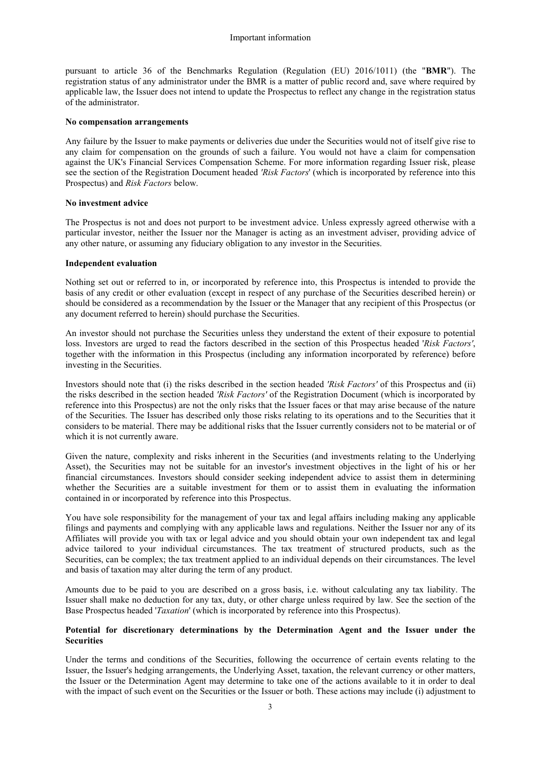pursuant to article 36 of the Benchmarks Regulation (Regulation (EU) 2016/1011) (the "**BMR**"). The registration status of any administrator under the BMR is a matter of public record and, save where required by applicable law, the Issuer does not intend to update the Prospectus to reflect any change in the registration status of the administrator.

**No compensation arrangements**

Any failure by the Issuer to make payments or deliveries due under the Securities would not of itself give rise to any claim for compensation on the grounds of such a failure. You would not have a claim for compensation against the UK's Financial Services Compensation Scheme. For more information regarding Issuer risk, please see the section of the Registration Document headed *'Risk Factors*' (which is incorporated by reference into this Prospectus) and *Risk Factors* below.

**No investment advice**

The Prospectus is not and does not purport to be investment advice. Unless expressly agreed otherwise with a particular investor, neither the Issuer nor the Manager is acting as an investment adviser, providing advice of any other nature, or assuming any fiduciary obligation to any investor in the Securities.

**Independent evaluation**

Nothing set out or referred to in, or incorporated by reference into, this Prospectus is intended to provide the basis of any credit or other evaluation (except in respect of any purchase of the Securities described herein) or should be considered as a recommendation by the Issuer or the Manager that any recipient of this Prospectus (or any document referred to herein) should purchase the Securities.

An investor should not purchase the Securities unless they understand the extent of their exposure to potential loss. Investors are urged to read the factors described in the section of this Prospectus headed '*Risk Factors'*, together with the information in this Prospectus (including any information incorporated by reference) before investing in the Securities.

Investors should note that (i) the risks described in the section headed *'Risk Factors'* of this Prospectus and (ii) the risks described in the section headed *'Risk Factors'* of the Registration Document (which is incorporated by reference into this Prospectus) are not the only risks that the Issuer faces or that may arise because of the nature of the Securities. The Issuer has described only those risks relating to its operations and to the Securities that it considers to be material. There may be additional risks that the Issuer currently considers not to be material or of which it is not currently aware.

Given the nature, complexity and risks inherent in the Securities (and investments relating to the Underlying Asset), the Securities may not be suitable for an investor's investment objectives in the light of his or her financial circumstances. Investors should consider seeking independent advice to assist them in determining whether the Securities are a suitable investment for them or to assist them in evaluating the information contained in or incorporated by reference into this Prospectus.

You have sole responsibility for the management of your tax and legal affairs including making any applicable filings and payments and complying with any applicable laws and regulations. Neither the Issuer nor any of its Affiliates will provide you with tax or legal advice and you should obtain your own independent tax and legal advice tailored to your individual circumstances. The tax treatment of structured products, such as the Securities, can be complex; the tax treatment applied to an individual depends on their circumstances. The level and basis of taxation may alter during the term of any product.

Amounts due to be paid to you are described on a gross basis, i.e. without calculating any tax liability. The Issuer shall make no deduction for any tax, duty, or other charge unless required by law. See the section of the Base Prospectus headed '*Taxation*' (which is incorporated by reference into this Prospectus).

**Potential for discretionary determinations by the Determination Agent and the Issuer under the Securities**

Under the terms and conditions of the Securities, following the occurrence of certain events relating to the Issuer, the Issuer's hedging arrangements, the Underlying Asset, taxation, the relevant currency or other matters, the Issuer or the Determination Agent may determine to take one of the actions available to it in order to deal with the impact of such event on the Securities or the Issuer or both. These actions may include (i) adjustment to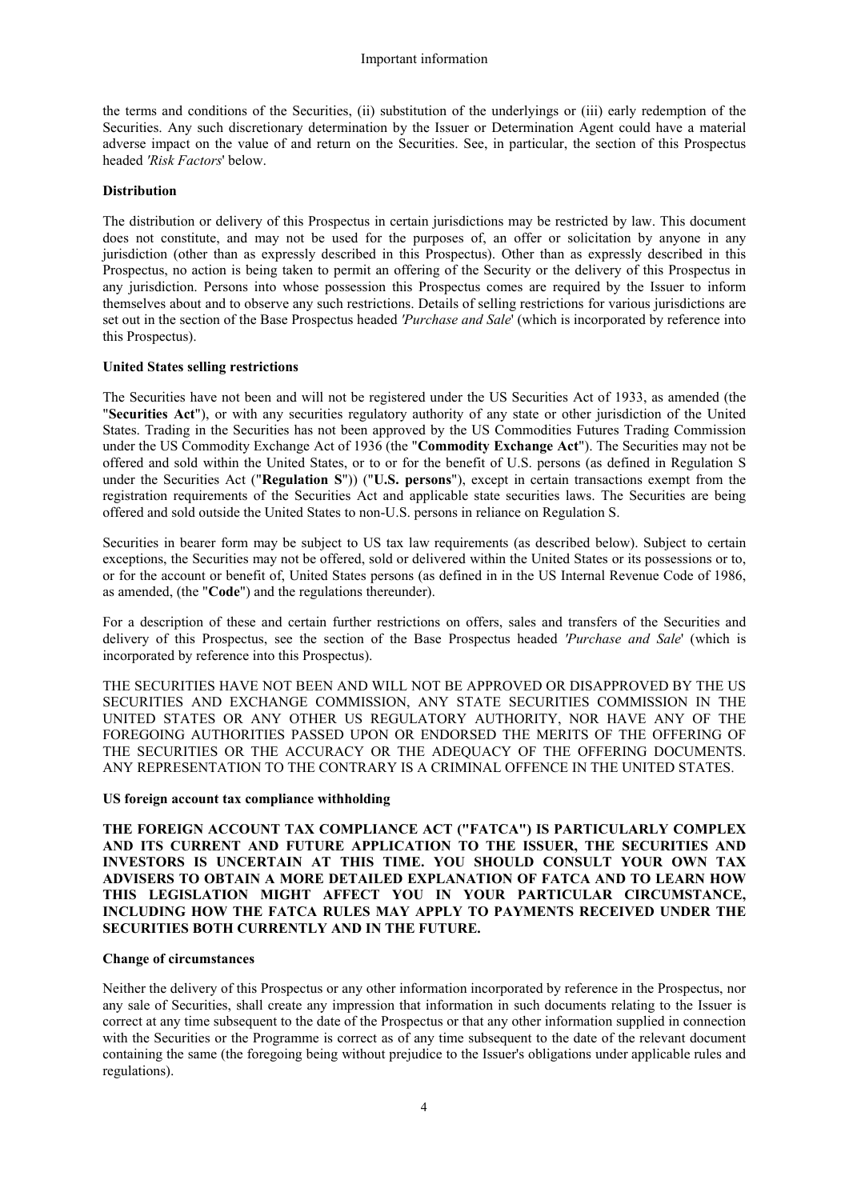the terms and conditions of the Securities, (ii) substitution of the underlyings or (iii) early redemption of the Securities. Any such discretionary determination by the Issuer or Determination Agent could have a material adverse impact on the value of and return on the Securities. See, in particular, the section of this Prospectus headed *'Risk Factors*' below.

**Distribution**

The distribution or delivery of this Prospectus in certain jurisdictions may be restricted by law. This document does not constitute, and may not be used for the purposes of, an offer or solicitation by anyone in any jurisdiction (other than as expressly described in this Prospectus). Other than as expressly described in this Prospectus, no action is being taken to permit an offering of the Security or the delivery of this Prospectus in any jurisdiction. Persons into whose possession this Prospectus comes are required by the Issuer to inform themselves about and to observe any such restrictions. Details of selling restrictions for various jurisdictions are set out in the section of the Base Prospectus headed *'Purchase and Sale*' (which is incorporated by reference into this Prospectus).

**United States selling restrictions**

The Securities have not been and will not be registered under the US Securities Act of 1933, as amended (the "**Securities Act**"), or with any securities regulatory authority of any state or other jurisdiction of the United States. Trading in the Securities has not been approved by the US Commodities Futures Trading Commission under the US Commodity Exchange Act of 1936 (the "**Commodity Exchange Act**"). The Securities may not be offered and sold within the United States, or to or for the benefit of U.S. persons (as defined in Regulation S under the Securities Act ("**Regulation S**")) ("**U.S. persons**"), except in certain transactions exempt from the registration requirements of the Securities Act and applicable state securities laws. The Securities are being offered and sold outside the United States to non-U.S. persons in reliance on Regulation S.

Securities in bearer form may be subject to US tax law requirements (as described below). Subject to certain exceptions, the Securities may not be offered, sold or delivered within the United States or its possessions or to, or for the account or benefit of, United States persons (as defined in in the US Internal Revenue Code of 1986, as amended, (the "**Code**") and the regulations thereunder).

For a description of these and certain further restrictions on offers, sales and transfers of the Securities and delivery of this Prospectus, see the section of the Base Prospectus headed *'Purchase and Sale*' (which is incorporated by reference into this Prospectus).

THE SECURITIES HAVE NOT BEEN AND WILL NOT BE APPROVED OR DISAPPROVED BY THE US SECURITIES AND EXCHANGE COMMISSION, ANY STATE SECURITIES COMMISSION IN THE UNITED STATES OR ANY OTHER US REGULATORY AUTHORITY, NOR HAVE ANY OF THE FOREGOING AUTHORITIES PASSED UPON OR ENDORSED THE MERITS OF THE OFFERING OF THE SECURITIES OR THE ACCURACY OR THE ADEQUACY OF THE OFFERING DOCUMENTS. ANY REPRESENTATION TO THE CONTRARY IS A CRIMINAL OFFENCE IN THE UNITED STATES.

**US foreign account tax compliance withholding**

**THE FOREIGN ACCOUNT TAX COMPLIANCE ACT ("FATCA") IS PARTICULARLY COMPLEX AND ITS CURRENT AND FUTURE APPLICATION TO THE ISSUER, THE SECURITIES AND INVESTORS IS UNCERTAIN AT THIS TIME. YOU SHOULD CONSULT YOUR OWN TAX ADVISERS TO OBTAIN A MORE DETAILED EXPLANATION OF FATCA AND TO LEARN HOW THIS LEGISLATION MIGHT AFFECT YOU IN YOUR PARTICULAR CIRCUMSTANCE, INCLUDING HOW THE FATCA RULES MAY APPLY TO PAYMENTS RECEIVED UNDER THE SECURITIES BOTH CURRENTLY AND IN THE FUTURE.**

**Change of circumstances**

Neither the delivery of this Prospectus or any other information incorporated by reference in the Prospectus, nor any sale of Securities, shall create any impression that information in such documents relating to the Issuer is correct at any time subsequent to the date of the Prospectus or that any other information supplied in connection with the Securities or the Programme is correct as of any time subsequent to the date of the relevant document containing the same (the foregoing being without prejudice to the Issuer's obligations under applicable rules and regulations).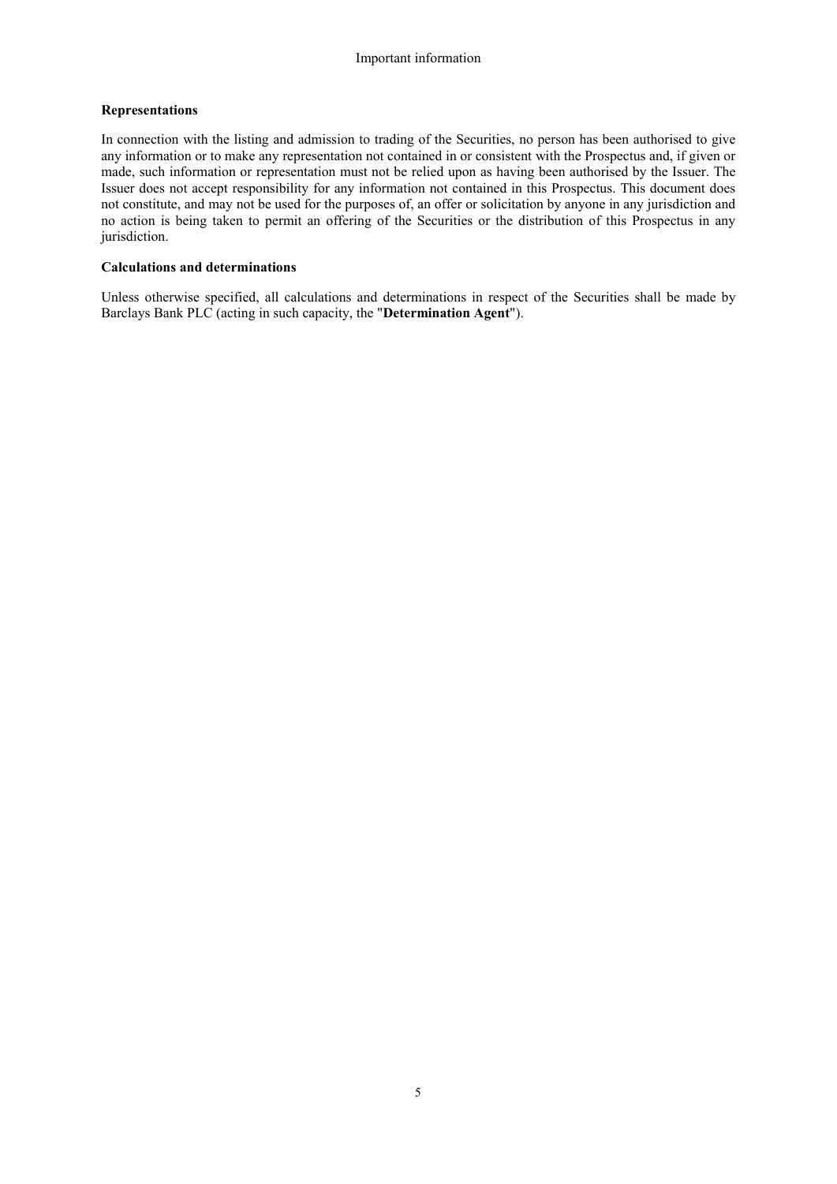**Representations**

In connection with the listing and admission to trading of the Securities, no person has been authorised to give any information or to make any representation not contained in or consistent with the Prospectus and, if given or made, such information or representation must not be relied upon as having been authorised by the Issuer. The Issuer does not accept responsibility for any information not contained in this Prospectus. This document does not constitute, and may not be used for the purposes of, an offer or solicitation by anyone in any jurisdiction and no action is being taken to permit an offering of the Securities or the distribution of this Prospectus in any jurisdiction.

**Calculations and determinations**

Unless otherwise specified, all calculations and determinations in respect of the Securities shall be made by Barclays Bank PLC (acting in such capacity, the "**Determination Agent**").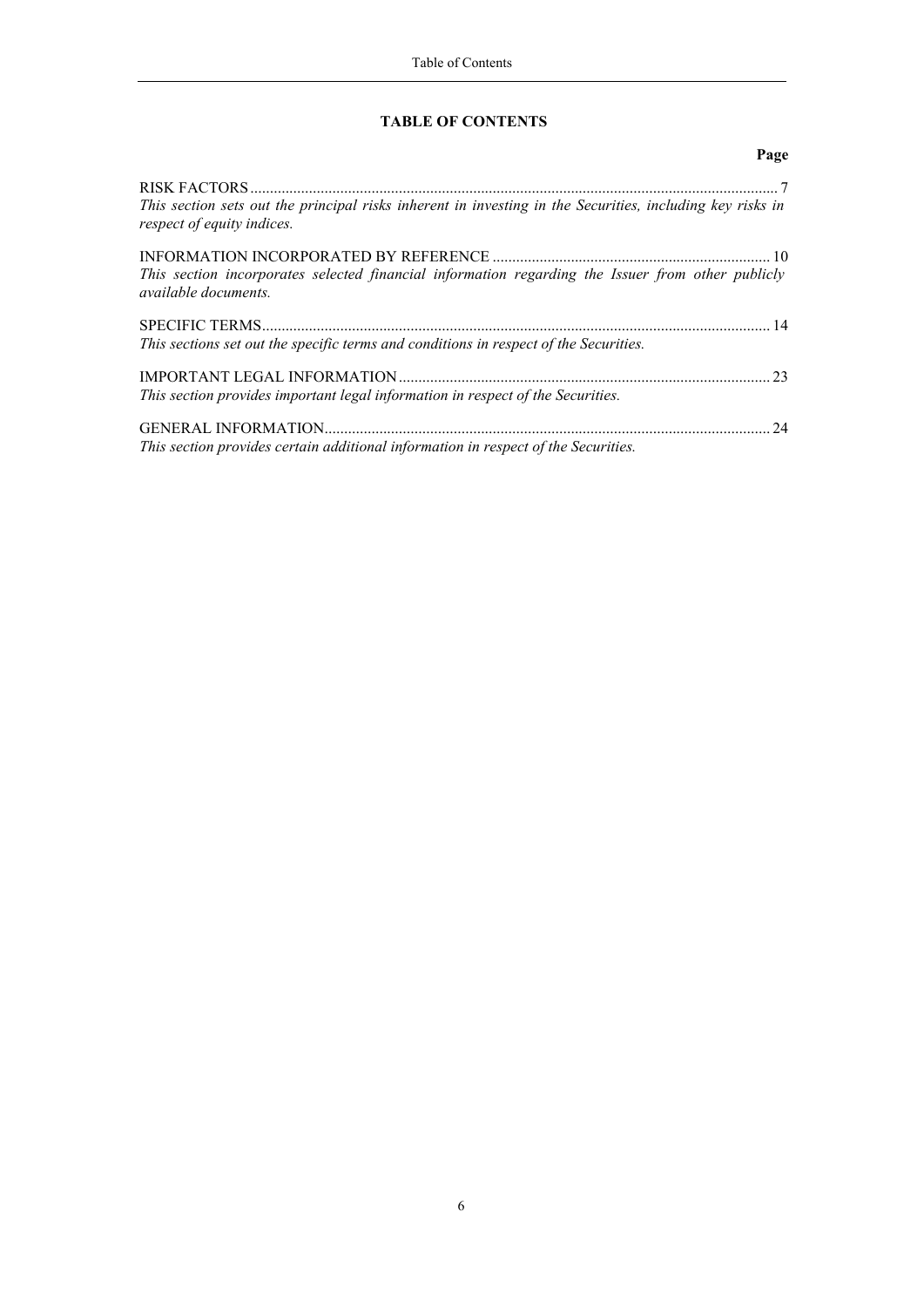# TABLE OF CONTENTS

| | Page |
|---|---|
| RISK FACTORS<br>*This section sets out the principal risks inherent in investing in the Securities, including key risks in respect of equity indices.* | 7 |
| INFORMATION INCORPORATED BY REFERENCE<br>*This section incorporates selected financial information regarding the Issuer from other publicly available documents.* | 10 |
| SPECIFIC TERMS<br>*This sections set out the specific terms and conditions in respect of the Securities.* | 14 |
| IMPORTANT LEGAL INFORMATION<br>*This section provides important legal information in respect of the Securities.* | 23 |
| GENERAL INFORMATION<br>*This section provides certain additional information in respect of the Securities.* | 24 |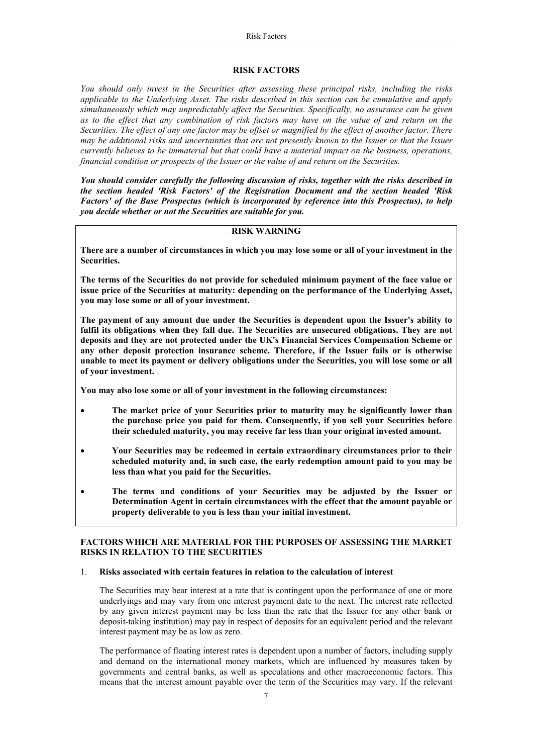## RISK FACTORS

*You should only invest in the Securities after assessing these principal risks, including the risks applicable to the Underlying Asset. The risks described in this section can be cumulative and apply simultaneously which may unpredictably affect the Securities. Specifically, no assurance can be given as to the effect that any combination of risk factors may have on the value of and return on the Securities. The effect of any one factor may be offset or magnified by the effect of another factor. There may be additional risks and uncertainties that are not presently known to the Issuer or that the Issuer currently believes to be immaterial but that could have a material impact on the business, operations, financial condition or prospects of the Issuer or the value of and return on the Securities.*

***You should consider carefully the following discussion of risks, together with the risks described in the section headed 'Risk Factors' of the Registration Document and the section headed 'Risk Factors' of the Base Prospectus (which is incorporated by reference into this Prospectus), to help you decide whether or not the Securities are suitable for you.***

**RISK WARNING**

**There are a number of circumstances in which you may lose some or all of your investment in the Securities.**

**The terms of the Securities do not provide for scheduled minimum payment of the face value or issue price of the Securities at maturity: depending on the performance of the Underlying Asset, you may lose some or all of your investment.**

**The payment of any amount due under the Securities is dependent upon the Issuer's ability to fulfil its obligations when they fall due. The Securities are unsecured obligations. They are not deposits and they are not protected under the UK's Financial Services Compensation Scheme or any other deposit protection insurance scheme. Therefore, if the Issuer fails or is otherwise unable to meet its payment or delivery obligations under the Securities, you will lose some or all of your investment.**

**You may also lose some or all of your investment in the following circumstances:**

- **The market price of your Securities prior to maturity may be significantly lower than the purchase price you paid for them. Consequently, if you sell your Securities before their scheduled maturity, you may receive far less than your original invested amount.**
- **Your Securities may be redeemed in certain extraordinary circumstances prior to their scheduled maturity and, in such case, the early redemption amount paid to you may be less than what you paid for the Securities.**
- **The terms and conditions of your Securities may be adjusted by the Issuer or Determination Agent in certain circumstances with the effect that the amount payable or property deliverable to you is less than your initial investment.**

### FACTORS WHICH ARE MATERIAL FOR THE PURPOSES OF ASSESSING THE MARKET RISKS IN RELATION TO THE SECURITIES

1. **Risks associated with certain features in relation to the calculation of interest**

   The Securities may bear interest at a rate that is contingent upon the performance of one or more underlyings and may vary from one interest payment date to the next. The interest rate reflected by any given interest payment may be less than the rate that the Issuer (or any other bank or deposit-taking institution) may pay in respect of deposits for an equivalent period and the relevant interest payment may be as low as zero.

   The performance of floating interest rates is dependent upon a number of factors, including supply and demand on the international money markets, which are influenced by measures taken by governments and central banks, as well as speculations and other macroeconomic factors. This means that the interest amount payable over the term of the Securities may vary. If the relevant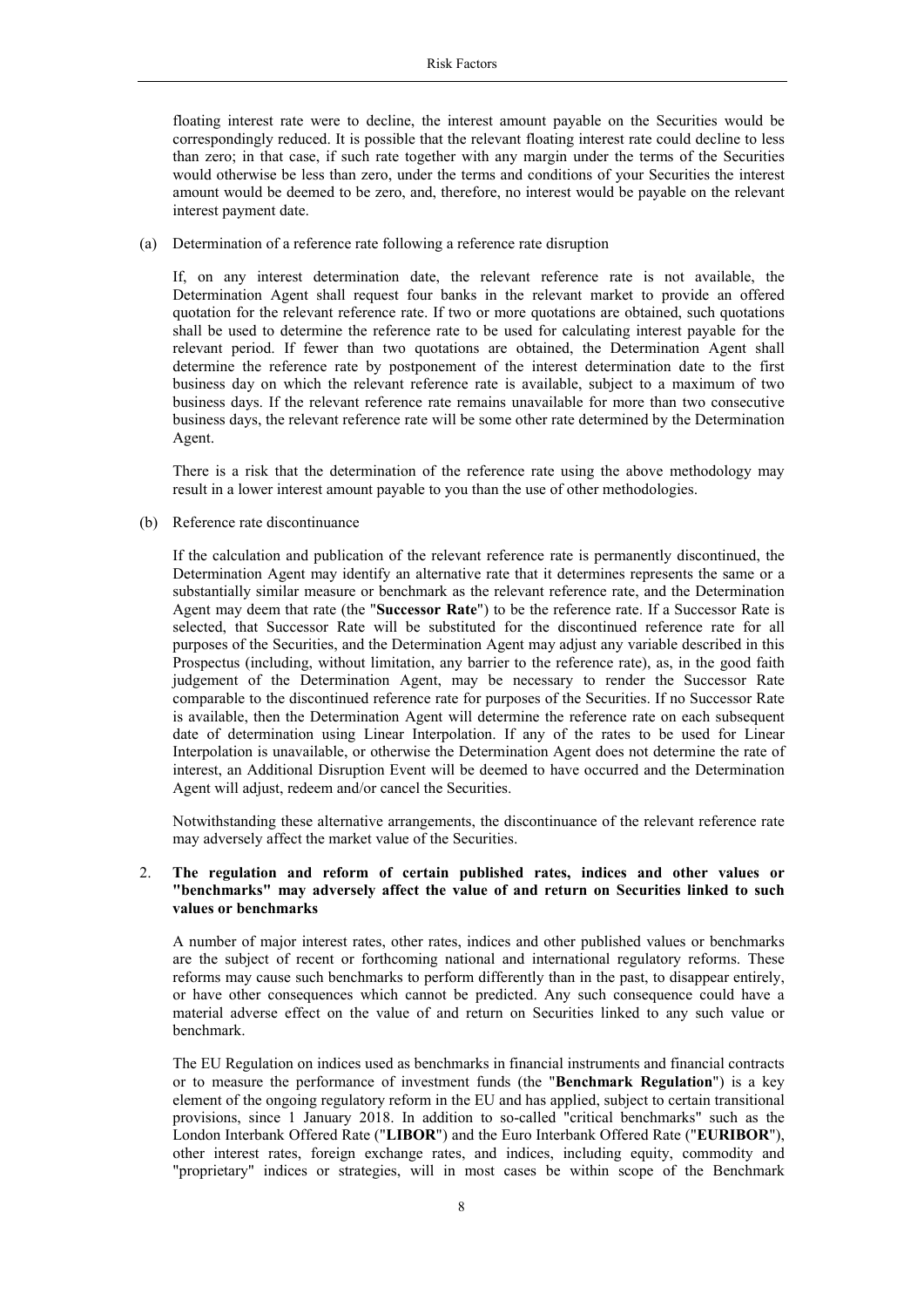floating interest rate were to decline, the interest amount payable on the Securities would be correspondingly reduced. It is possible that the relevant floating interest rate could decline to less than zero; in that case, if such rate together with any margin under the terms of the Securities would otherwise be less than zero, under the terms and conditions of your Securities the interest amount would be deemed to be zero, and, therefore, no interest would be payable on the relevant interest payment date.

(a) Determination of a reference rate following a reference rate disruption

If, on any interest determination date, the relevant reference rate is not available, the Determination Agent shall request four banks in the relevant market to provide an offered quotation for the relevant reference rate. If two or more quotations are obtained, such quotations shall be used to determine the reference rate to be used for calculating interest payable for the relevant period. If fewer than two quotations are obtained, the Determination Agent shall determine the reference rate by postponement of the interest determination date to the first business day on which the relevant reference rate is available, subject to a maximum of two business days. If the relevant reference rate remains unavailable for more than two consecutive business days, the relevant reference rate will be some other rate determined by the Determination Agent.

There is a risk that the determination of the reference rate using the above methodology may result in a lower interest amount payable to you than the use of other methodologies.

(b) Reference rate discontinuance

If the calculation and publication of the relevant reference rate is permanently discontinued, the Determination Agent may identify an alternative rate that it determines represents the same or a substantially similar measure or benchmark as the relevant reference rate, and the Determination Agent may deem that rate (the "**Successor Rate**") to be the reference rate. If a Successor Rate is selected, that Successor Rate will be substituted for the discontinued reference rate for all purposes of the Securities, and the Determination Agent may adjust any variable described in this Prospectus (including, without limitation, any barrier to the reference rate), as, in the good faith judgement of the Determination Agent, may be necessary to render the Successor Rate comparable to the discontinued reference rate for purposes of the Securities. If no Successor Rate is available, then the Determination Agent will determine the reference rate on each subsequent date of determination using Linear Interpolation. If any of the rates to be used for Linear Interpolation is unavailable, or otherwise the Determination Agent does not determine the rate of interest, an Additional Disruption Event will be deemed to have occurred and the Determination Agent will adjust, redeem and/or cancel the Securities.

Notwithstanding these alternative arrangements, the discontinuance of the relevant reference rate may adversely affect the market value of the Securities.

2. **The regulation and reform of certain published rates, indices and other values or "benchmarks" may adversely affect the value of and return on Securities linked to such values or benchmarks**

A number of major interest rates, other rates, indices and other published values or benchmarks are the subject of recent or forthcoming national and international regulatory reforms. These reforms may cause such benchmarks to perform differently than in the past, to disappear entirely, or have other consequences which cannot be predicted. Any such consequence could have a material adverse effect on the value of and return on Securities linked to any such value or benchmark.

The EU Regulation on indices used as benchmarks in financial instruments and financial contracts or to measure the performance of investment funds (the "**Benchmark Regulation**") is a key element of the ongoing regulatory reform in the EU and has applied, subject to certain transitional provisions, since 1 January 2018. In addition to so-called "critical benchmarks" such as the London Interbank Offered Rate ("**LIBOR**") and the Euro Interbank Offered Rate ("**EURIBOR**"), other interest rates, foreign exchange rates, and indices, including equity, commodity and "proprietary" indices or strategies, will in most cases be within scope of the Benchmark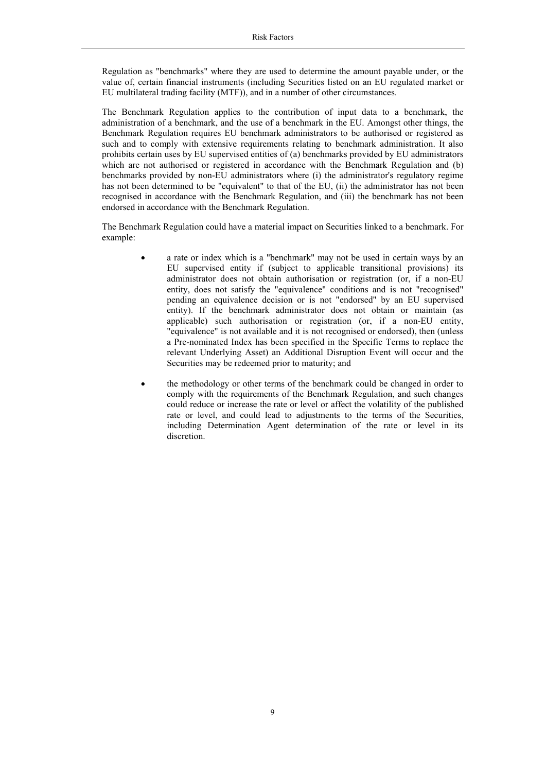Regulation as "benchmarks" where they are used to determine the amount payable under, or the value of, certain financial instruments (including Securities listed on an EU regulated market or EU multilateral trading facility (MTF)), and in a number of other circumstances.

The Benchmark Regulation applies to the contribution of input data to a benchmark, the administration of a benchmark, and the use of a benchmark in the EU. Amongst other things, the Benchmark Regulation requires EU benchmark administrators to be authorised or registered as such and to comply with extensive requirements relating to benchmark administration. It also prohibits certain uses by EU supervised entities of (a) benchmarks provided by EU administrators which are not authorised or registered in accordance with the Benchmark Regulation and (b) benchmarks provided by non-EU administrators where (i) the administrator's regulatory regime has not been determined to be "equivalent" to that of the EU, (ii) the administrator has not been recognised in accordance with the Benchmark Regulation, and (iii) the benchmark has not been endorsed in accordance with the Benchmark Regulation.

The Benchmark Regulation could have a material impact on Securities linked to a benchmark. For example:

- a rate or index which is a "benchmark" may not be used in certain ways by an EU supervised entity if (subject to applicable transitional provisions) its administrator does not obtain authorisation or registration (or, if a non-EU entity, does not satisfy the "equivalence" conditions and is not "recognised" pending an equivalence decision or is not "endorsed" by an EU supervised entity). If the benchmark administrator does not obtain or maintain (as applicable) such authorisation or registration (or, if a non-EU entity, "equivalence" is not available and it is not recognised or endorsed), then (unless a Pre-nominated Index has been specified in the Specific Terms to replace the relevant Underlying Asset) an Additional Disruption Event will occur and the Securities may be redeemed prior to maturity; and

- the methodology or other terms of the benchmark could be changed in order to comply with the requirements of the Benchmark Regulation, and such changes could reduce or increase the rate or level or affect the volatility of the published rate or level, and could lead to adjustments to the terms of the Securities, including Determination Agent determination of the rate or level in its discretion.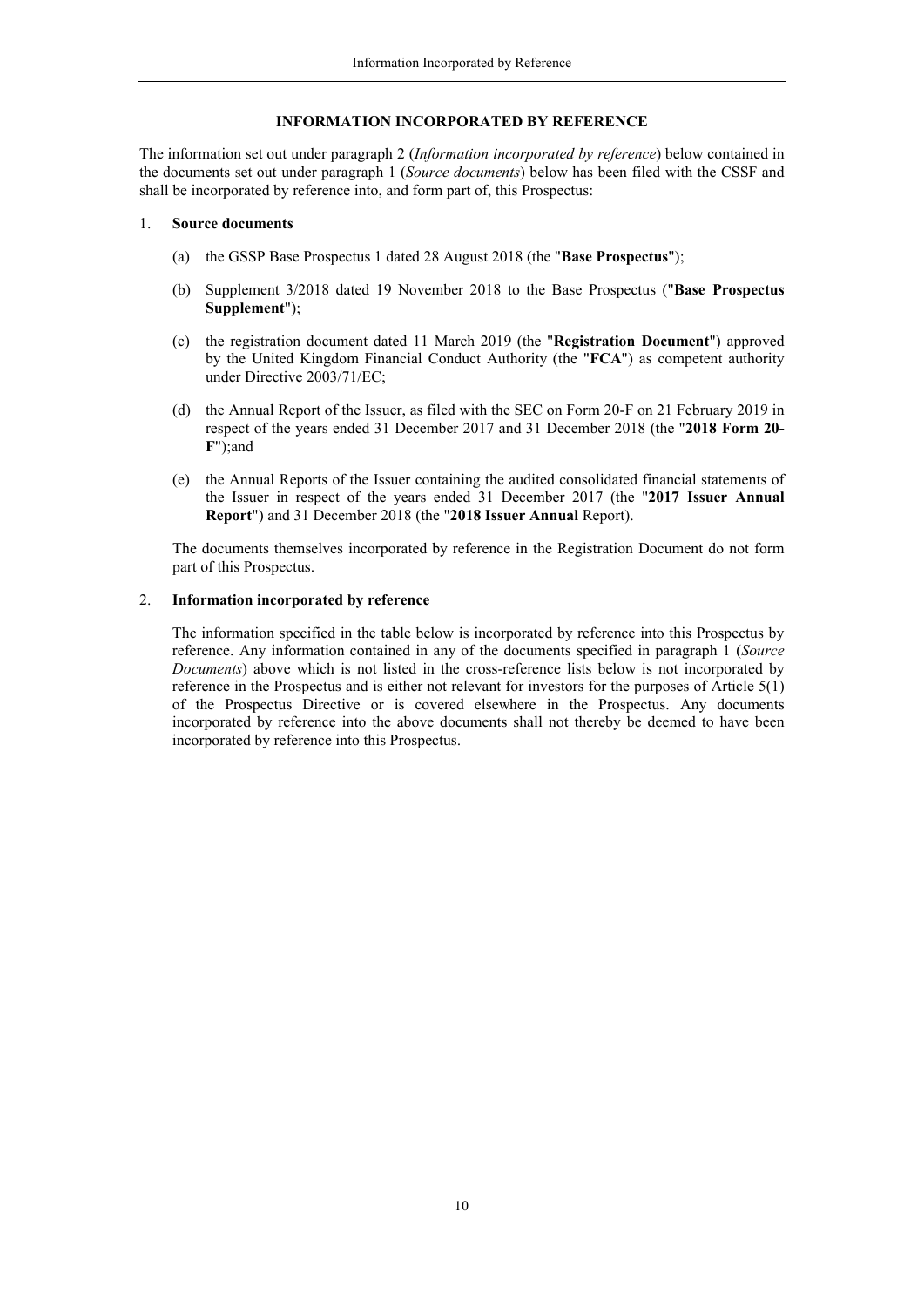## INFORMATION INCORPORATED BY REFERENCE

The information set out under paragraph 2 (*Information incorporated by reference*) below contained in the documents set out under paragraph 1 (*Source documents*) below has been filed with the CSSF and shall be incorporated by reference into, and form part of, this Prospectus:

1. **Source documents**

   (a) the GSSP Base Prospectus 1 dated 28 August 2018 (the "**Base Prospectus**");

   (b) Supplement 3/2018 dated 19 November 2018 to the Base Prospectus ("**Base Prospectus Supplement**");

   (c) the registration document dated 11 March 2019 (the "**Registration Document**") approved by the United Kingdom Financial Conduct Authority (the "**FCA**") as competent authority under Directive 2003/71/EC;

   (d) the Annual Report of the Issuer, as filed with the SEC on Form 20-F on 21 February 2019 in respect of the years ended 31 December 2017 and 31 December 2018 (the "**2018 Form 20-F**");and

   (e) the Annual Reports of the Issuer containing the audited consolidated financial statements of the Issuer in respect of the years ended 31 December 2017 (the "**2017 Issuer Annual Report**") and 31 December 2018 (the "**2018 Issuer Annual** Report).

   The documents themselves incorporated by reference in the Registration Document do not form part of this Prospectus.

2. **Information incorporated by reference**

   The information specified in the table below is incorporated by reference into this Prospectus by reference. Any information contained in any of the documents specified in paragraph 1 (*Source Documents*) above which is not listed in the cross-reference lists below is not incorporated by reference in the Prospectus and is either not relevant for investors for the purposes of Article 5(1) of the Prospectus Directive or is covered elsewhere in the Prospectus. Any documents incorporated by reference into the above documents shall not thereby be deemed to have been incorporated by reference into this Prospectus.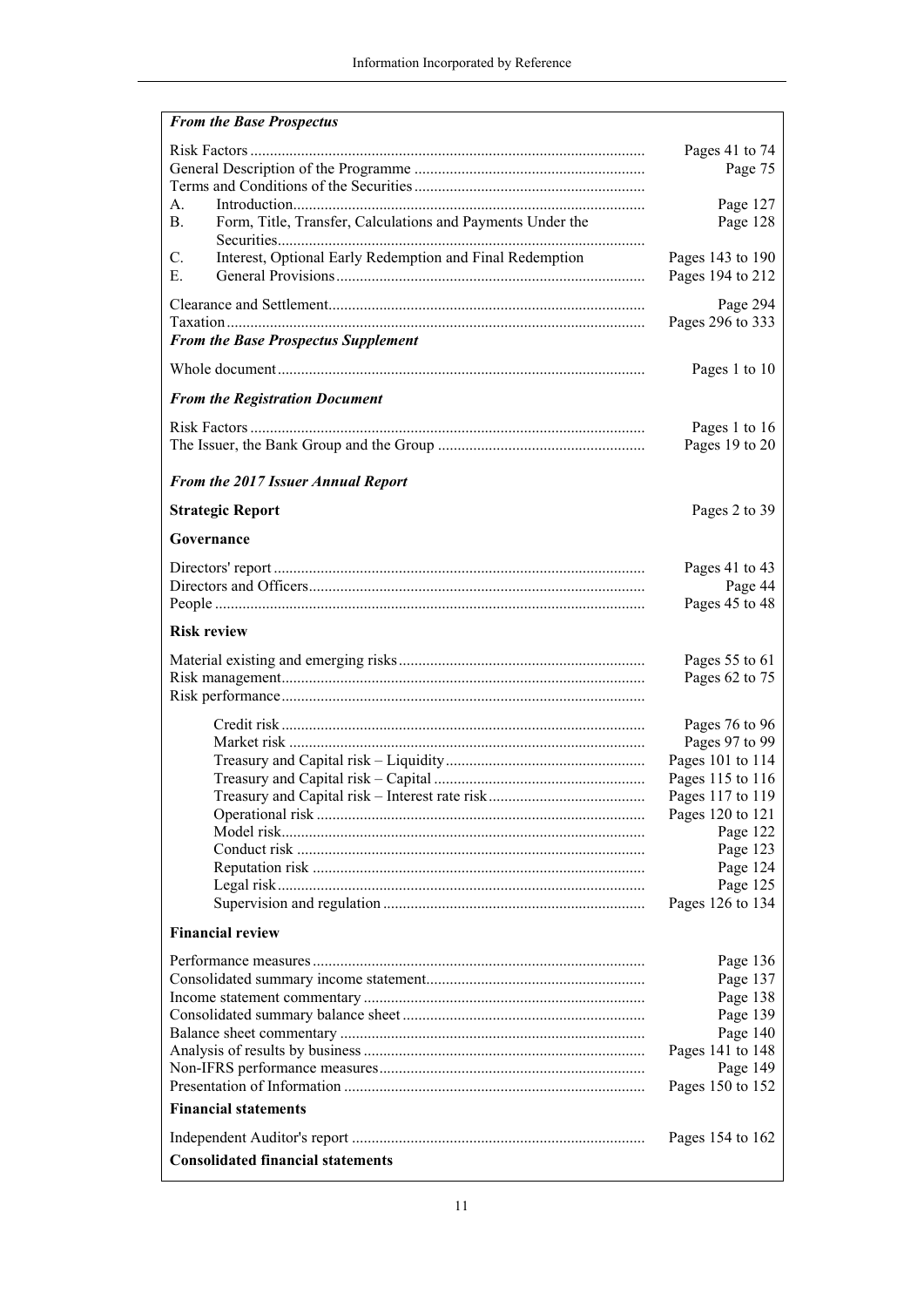| *From the Base Prospectus* | |
|---|---|
| Risk Factors | Pages 41 to 74 |
| General Description of the Programme | Page 75 |
| Terms and Conditions of the Securities | |
| A. Introduction | Page 127 |
| B. Form, Title, Transfer, Calculations and Payments Under the Securities | Page 128 |
| C. Interest, Optional Early Redemption and Final Redemption | Pages 143 to 190 |
| E. General Provisions | Pages 194 to 212 |
| Clearance and Settlement | Page 294 |
| Taxation | Pages 296 to 333 |
| ***From the Base Prospectus Supplement*** | |
| Whole document | Pages 1 to 10 |
| ***From the Registration Document*** | |
| Risk Factors | Pages 1 to 16 |
| The Issuer, the Bank Group and the Group | Pages 19 to 20 |
| ***From the 2017 Issuer Annual Report*** | |
| **Strategic Report** | Pages 2 to 39 |
| **Governance** | |
| Directors' report | Pages 41 to 43 |
| Directors and Officers | Page 44 |
| People | Pages 45 to 48 |
| **Risk review** | |
| Material existing and emerging risks | Pages 55 to 61 |
| Risk management | Pages 62 to 75 |
| Risk performance | |
| Credit risk | Pages 76 to 96 |
| Market risk | Pages 97 to 99 |
| Treasury and Capital risk – Liquidity | Pages 101 to 114 |
| Treasury and Capital risk – Capital | Pages 115 to 116 |
| Treasury and Capital risk – Interest rate risk | Pages 117 to 119 |
| Operational risk | Pages 120 to 121 |
| Model risk | Page 122 |
| Conduct risk | Page 123 |
| Reputation risk | Page 124 |
| Legal risk | Page 125 |
| Supervision and regulation | Pages 126 to 134 |
| **Financial review** | |
| Performance measures | Page 136 |
| Consolidated summary income statement | Page 137 |
| Income statement commentary | Page 138 |
| Consolidated summary balance sheet | Page 139 |
| Balance sheet commentary | Page 140 |
| Analysis of results by business | Pages 141 to 148 |
| Non-IFRS performance measures | Page 149 |
| Presentation of Information | Pages 150 to 152 |
| **Financial statements** | |
| Independent Auditor's report | Pages 154 to 162 |
| **Consolidated financial statements** | |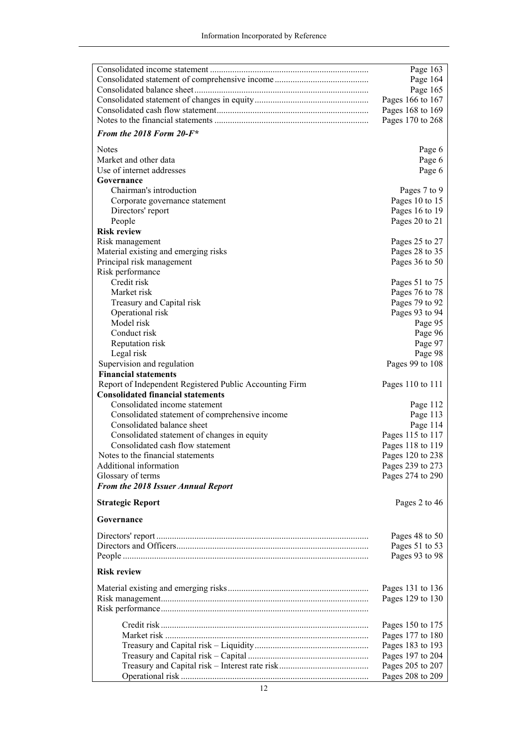| | |
|---|---|
| Consolidated income statement | Page 163 |
| Consolidated statement of comprehensive income | Page 164 |
| Consolidated balance sheet | Page 165 |
| Consolidated statement of changes in equity | Pages 166 to 167 |
| Consolidated cash flow statement | Pages 168 to 169 |
| Notes to the financial statements | Pages 170 to 268 |
| ***From the 2018 Form 20-F**** | |
| Notes | Page 6 |
| Market and other data | Page 6 |
| Use of internet addresses | Page 6 |
| **Governance** | |
| Chairman's introduction | Pages 7 to 9 |
| Corporate governance statement | Pages 10 to 15 |
| Directors' report | Pages 16 to 19 |
| People | Pages 20 to 21 |
| **Risk review** | |
| Risk management | Pages 25 to 27 |
| Material existing and emerging risks | Pages 28 to 35 |
| Principal risk management | Pages 36 to 50 |
| Risk performance | |
| Credit risk | Pages 51 to 75 |
| Market risk | Pages 76 to 78 |
| Treasury and Capital risk | Pages 79 to 92 |
| Operational risk | Pages 93 to 94 |
| Model risk | Page 95 |
| Conduct risk | Page 96 |
| Reputation risk | Page 97 |
| Legal risk | Page 98 |
| Supervision and regulation | Pages 99 to 108 |
| **Financial statements** | |
| Report of Independent Registered Public Accounting Firm | Pages 110 to 111 |
| **Consolidated financial statements** | |
| Consolidated income statement | Page 112 |
| Consolidated statement of comprehensive income | Page 113 |
| Consolidated balance sheet | Page 114 |
| Consolidated statement of changes in equity | Pages 115 to 117 |
| Consolidated cash flow statement | Pages 118 to 119 |
| Notes to the financial statements | Pages 120 to 238 |
| Additional information | Pages 239 to 273 |
| Glossary of terms | Pages 274 to 290 |
| ***From the 2018 Issuer Annual Report*** | |
| **Strategic Report** | Pages 2 to 46 |
| **Governance** | |
| Directors' report | Pages 48 to 50 |
| Directors and Officers | Pages 51 to 53 |
| People | Pages 93 to 98 |
| **Risk review** | |
| Material existing and emerging risks | Pages 131 to 136 |
| Risk management | Pages 129 to 130 |
| Risk performance | |
| Credit risk | Pages 150 to 175 |
| Market risk | Pages 177 to 180 |
| Treasury and Capital risk – Liquidity | Pages 183 to 193 |
| Treasury and Capital risk – Capital | Pages 197 to 204 |
| Treasury and Capital risk – Interest rate risk | Pages 205 to 207 |
| Operational risk | Pages 208 to 209 |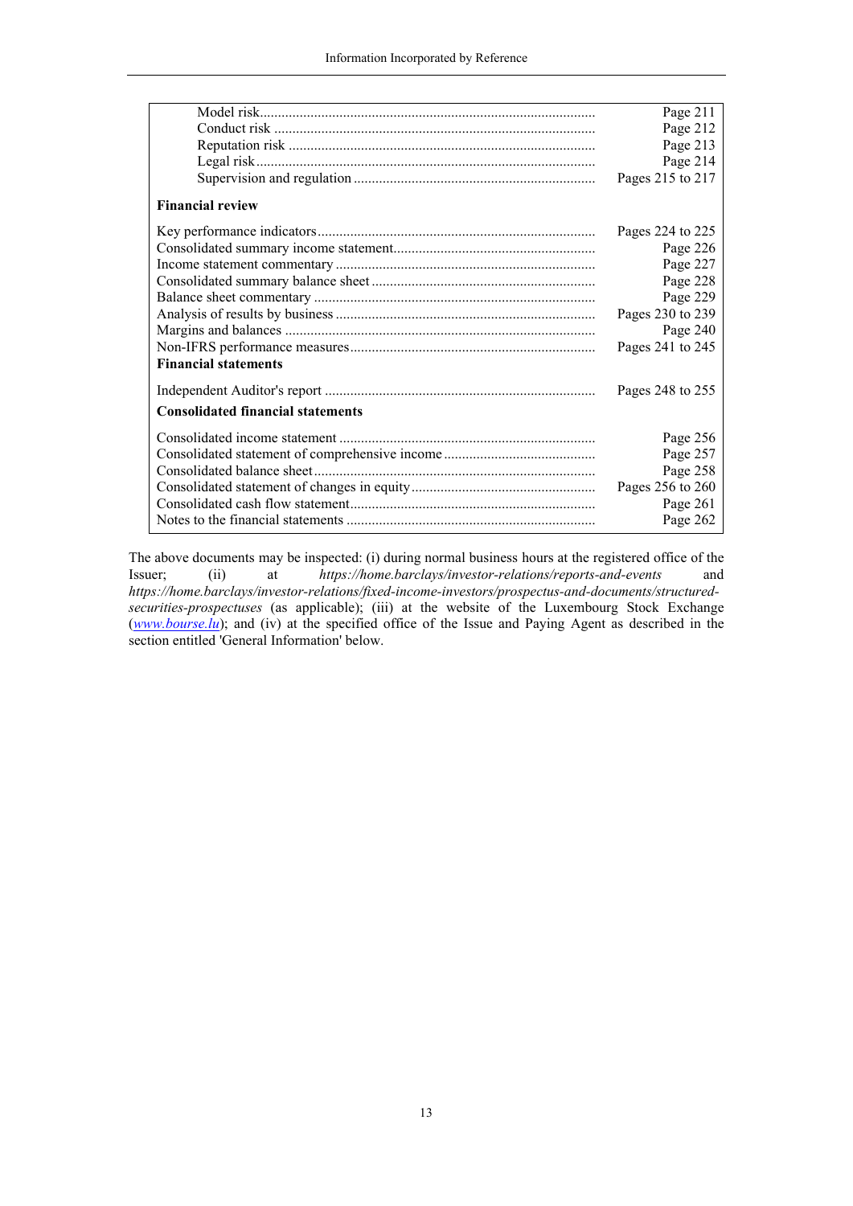| | |
|---|---|
| Model risk | Page 211 |
| Conduct risk | Page 212 |
| Reputation risk | Page 213 |
| Legal risk | Page 214 |
| Supervision and regulation | Pages 215 to 217 |
| **Financial review** | |
| Key performance indicators | Pages 224 to 225 |
| Consolidated summary income statement | Page 226 |
| Income statement commentary | Page 227 |
| Consolidated summary balance sheet | Page 228 |
| Balance sheet commentary | Page 229 |
| Analysis of results by business | Pages 230 to 239 |
| Margins and balances | Page 240 |
| Non-IFRS performance measures | Pages 241 to 245 |
| **Financial statements** | |
| Independent Auditor's report | Pages 248 to 255 |
| **Consolidated financial statements** | |
| Consolidated income statement | Page 256 |
| Consolidated statement of comprehensive income | Page 257 |
| Consolidated balance sheet | Page 258 |
| Consolidated statement of changes in equity | Pages 256 to 260 |
| Consolidated cash flow statement | Page 261 |
| Notes to the financial statements | Page 262 |

The above documents may be inspected: (i) during normal business hours at the registered office of the Issuer; (ii) at *https://home.barclays/investor-relations/reports-and-events* and *https://home.barclays/investor-relations/fixed-income-investors/prospectus-and-documents/structured-securities-prospectuses* (as applicable); (iii) at the website of the Luxembourg Stock Exchange (*www.bourse.lu*); and (iv) at the specified office of the Issue and Paying Agent as described in the section entitled 'General Information' below.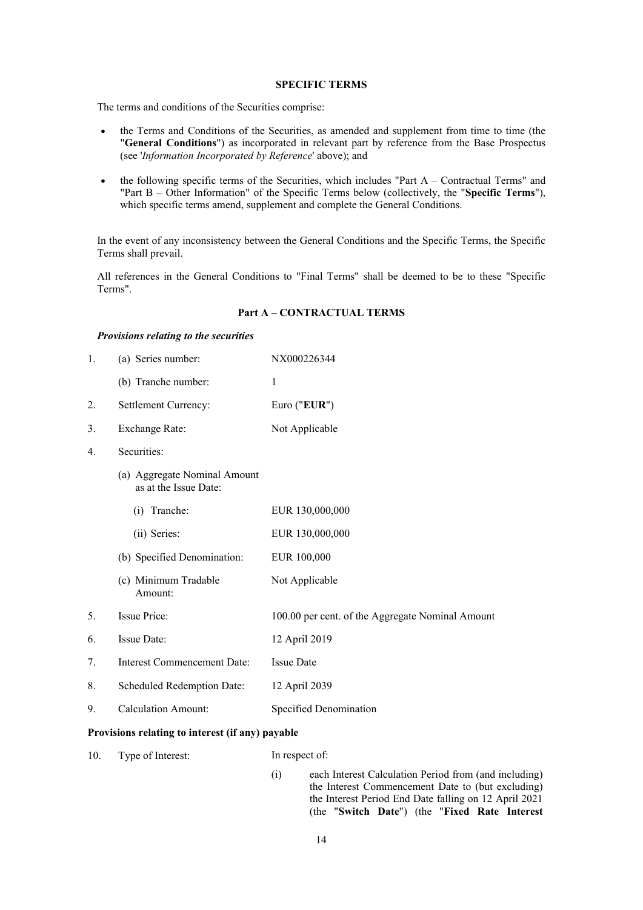## SPECIFIC TERMS

The terms and conditions of the Securities comprise:

- the Terms and Conditions of the Securities, as amended and supplement from time to time (the "**General Conditions**") as incorporated in relevant part by reference from the Base Prospectus (see '*Information Incorporated by Reference*' above); and
- the following specific terms of the Securities, which includes "Part A – Contractual Terms" and "Part B – Other Information" of the Specific Terms below (collectively, the "**Specific Terms**"), which specific terms amend, supplement and complete the General Conditions.

In the event of any inconsistency between the General Conditions and the Specific Terms, the Specific Terms shall prevail.

All references in the General Conditions to "Final Terms" shall be deemed to be to these "Specific Terms".

## Part A – CONTRACTUAL TERMS

### *Provisions relating to the securities*

| | | |
|---|---|---|
| 1. | (a) Series number: | NX000226344 |
| | (b) Tranche number: | 1 |
| 2. | Settlement Currency: | Euro ("**EUR**") |
| 3. | Exchange Rate: | Not Applicable |
| 4. | Securities: | |
| | (a) Aggregate Nominal Amount as at the Issue Date: | |
| | (i) Tranche: | EUR 130,000,000 |
| | (ii) Series: | EUR 130,000,000 |
| | (b) Specified Denomination: | EUR 100,000 |
| | (c) Minimum Tradable Amount: | Not Applicable |
| 5. | Issue Price: | 100.00 per cent. of the Aggregate Nominal Amount |
| 6. | Issue Date: | 12 April 2019 |
| 7. | Interest Commencement Date: | Issue Date |
| 8. | Scheduled Redemption Date: | 12 April 2039 |
| 9. | Calculation Amount: | Specified Denomination |

### Provisions relating to interest (if any) payable

10. Type of Interest: In respect of:

 (i) each Interest Calculation Period from (and including) the Interest Commencement Date to (but excluding) the Interest Period End Date falling on 12 April 2021 (the "**Switch Date**") (the "**Fixed Rate Interest**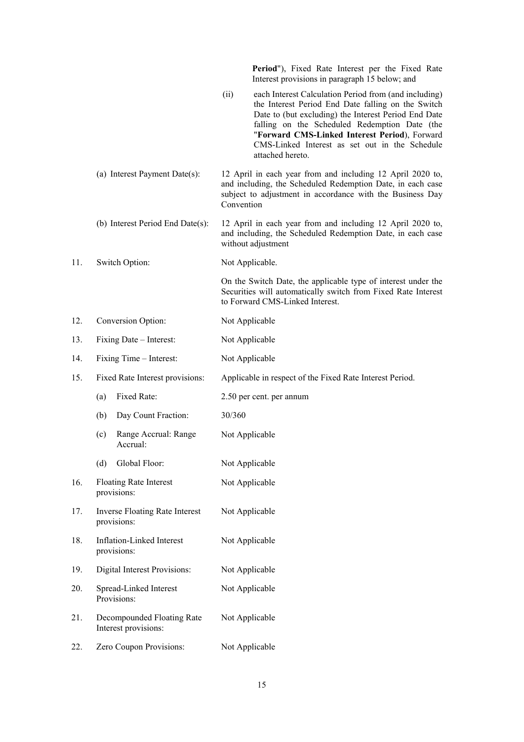**Period**"), Fixed Rate Interest per the Fixed Rate Interest provisions in paragraph 15 below; and

(ii) each Interest Calculation Period from (and including) the Interest Period End Date falling on the Switch Date to (but excluding) the Interest Period End Date falling on the Scheduled Redemption Date (the "**Forward CMS-Linked Interest Period**), Forward CMS-Linked Interest as set out in the Schedule attached hereto.

| | | |
|---|---|---|
| | (a) Interest Payment Date(s): | 12 April in each year from and including 12 April 2020 to, and including, the Scheduled Redemption Date, in each case subject to adjustment in accordance with the Business Day Convention |
| | (b) Interest Period End Date(s): | 12 April in each year from and including 12 April 2020 to, and including, the Scheduled Redemption Date, in each case without adjustment |
| 11. | Switch Option: | Not Applicable.<br><br>On the Switch Date, the applicable type of interest under the Securities will automatically switch from Fixed Rate Interest to Forward CMS-Linked Interest. |
| 12. | Conversion Option: | Not Applicable |
| 13. | Fixing Date – Interest: | Not Applicable |
| 14. | Fixing Time – Interest: | Not Applicable |
| 15. | Fixed Rate Interest provisions: | Applicable in respect of the Fixed Rate Interest Period. |
| | (a) Fixed Rate: | 2.50 per cent. per annum |
| | (b) Day Count Fraction: | 30/360 |
| | (c) Range Accrual: Range Accrual: | Not Applicable |
| | (d) Global Floor: | Not Applicable |
| 16. | Floating Rate Interest provisions: | Not Applicable |
| 17. | Inverse Floating Rate Interest provisions: | Not Applicable |
| 18. | Inflation-Linked Interest provisions: | Not Applicable |
| 19. | Digital Interest Provisions: | Not Applicable |
| 20. | Spread-Linked Interest Provisions: | Not Applicable |
| 21. | Decompounded Floating Rate Interest provisions: | Not Applicable |
| 22. | Zero Coupon Provisions: | Not Applicable |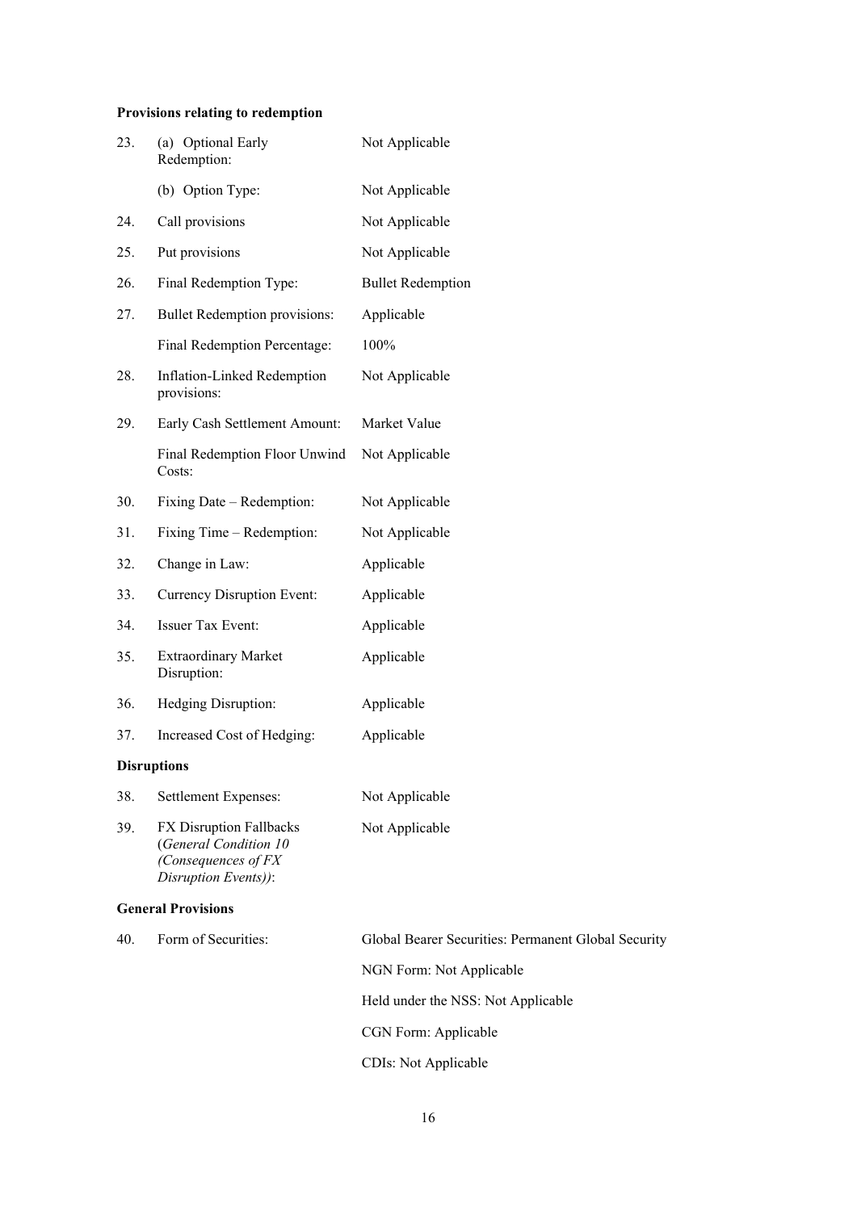**Provisions relating to redemption**

| | | |
|---|---|---|
| 23. | (a) Optional Early Redemption: | Not Applicable |
| | (b) Option Type: | Not Applicable |
| 24. | Call provisions | Not Applicable |
| 25. | Put provisions | Not Applicable |
| 26. | Final Redemption Type: | Bullet Redemption |
| 27. | Bullet Redemption provisions: | Applicable |
| | Final Redemption Percentage: | 100% |
| 28. | Inflation-Linked Redemption provisions: | Not Applicable |
| 29. | Early Cash Settlement Amount: | Market Value |
| | Final Redemption Floor Unwind Costs: | Not Applicable |
| 30. | Fixing Date – Redemption: | Not Applicable |
| 31. | Fixing Time – Redemption: | Not Applicable |
| 32. | Change in Law: | Applicable |
| 33. | Currency Disruption Event: | Applicable |
| 34. | Issuer Tax Event: | Applicable |
| 35. | Extraordinary Market Disruption: | Applicable |
| 36. | Hedging Disruption: | Applicable |
| 37. | Increased Cost of Hedging: | Applicable |

**Disruptions**

| | | |
|---|---|---|
| 38. | Settlement Expenses: | Not Applicable |
| 39. | FX Disruption Fallbacks (*General Condition 10 (Consequences of FX Disruption Events)*): | Not Applicable |

**General Provisions**

| | | |
|---|---|---|
| 40. | Form of Securities: | Global Bearer Securities: Permanent Global Security |
| | | NGN Form: Not Applicable |
| | | Held under the NSS: Not Applicable |
| | | CGN Form: Applicable |
| | | CDIs: Not Applicable |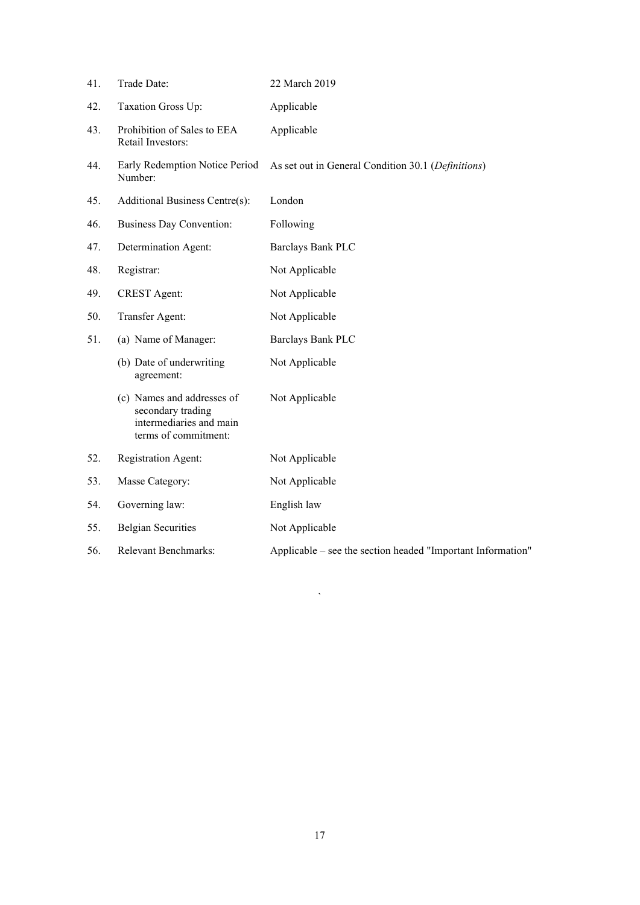| | | |
|---|---|---|
| 41. | Trade Date: | 22 March 2019 |
| 42. | Taxation Gross Up: | Applicable |
| 43. | Prohibition of Sales to EEA Retail Investors: | Applicable |
| 44. | Early Redemption Notice Period Number: | As set out in General Condition 30.1 (*Definitions*) |
| 45. | Additional Business Centre(s): | London |
| 46. | Business Day Convention: | Following |
| 47. | Determination Agent: | Barclays Bank PLC |
| 48. | Registrar: | Not Applicable |
| 49. | CREST Agent: | Not Applicable |
| 50. | Transfer Agent: | Not Applicable |
| 51. | (a) Name of Manager: | Barclays Bank PLC |
| | (b) Date of underwriting agreement: | Not Applicable |
| | (c) Names and addresses of secondary trading intermediaries and main terms of commitment: | Not Applicable |
| 52. | Registration Agent: | Not Applicable |
| 53. | Masse Category: | Not Applicable |
| 54. | Governing law: | English law |
| 55. | Belgian Securities | Not Applicable |
| 56. | Relevant Benchmarks: | Applicable – see the section headed "Important Information" |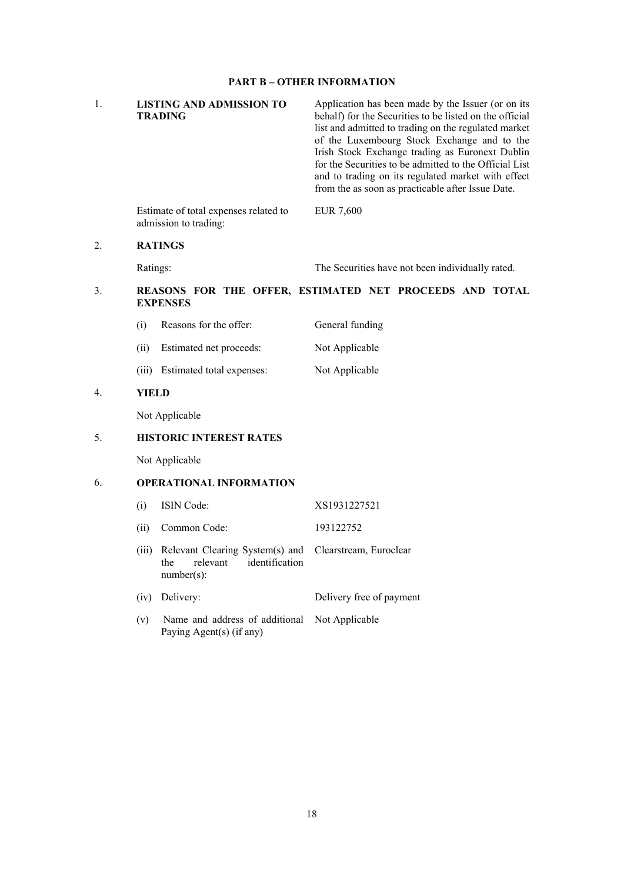## PART B – OTHER INFORMATION

**1. LISTING AND ADMISSION TO TRADING**

Application has been made by the Issuer (or on its behalf) for the Securities to be listed on the official list and admitted to trading on the regulated market of the Luxembourg Stock Exchange and to the Irish Stock Exchange trading as Euronext Dublin for the Securities to be admitted to the Official List and to trading on its regulated market with effect from the as soon as practicable after Issue Date.

| | |
|---|---|
| Estimate of total expenses related to admission to trading: | EUR 7,600 |

**2. RATINGS**

| | |
|---|---|
| Ratings: | The Securities have not been individually rated. |

**3. REASONS FOR THE OFFER, ESTIMATED NET PROCEEDS AND TOTAL EXPENSES**

| | |
|---|---|
| (i) Reasons for the offer: | General funding |
| (ii) Estimated net proceeds: | Not Applicable |
| (iii) Estimated total expenses: | Not Applicable |

**4. YIELD**

Not Applicable

**5. HISTORIC INTEREST RATES**

Not Applicable

**6. OPERATIONAL INFORMATION**

| | |
|---|---|
| (i) ISIN Code: | XS1931227521 |
| (ii) Common Code: | 193122752 |
| (iii) Relevant Clearing System(s) and the relevant identification number(s): | Clearstream, Euroclear |
| (iv) Delivery: | Delivery free of payment |
| (v) Name and address of additional Paying Agent(s) (if any) | Not Applicable |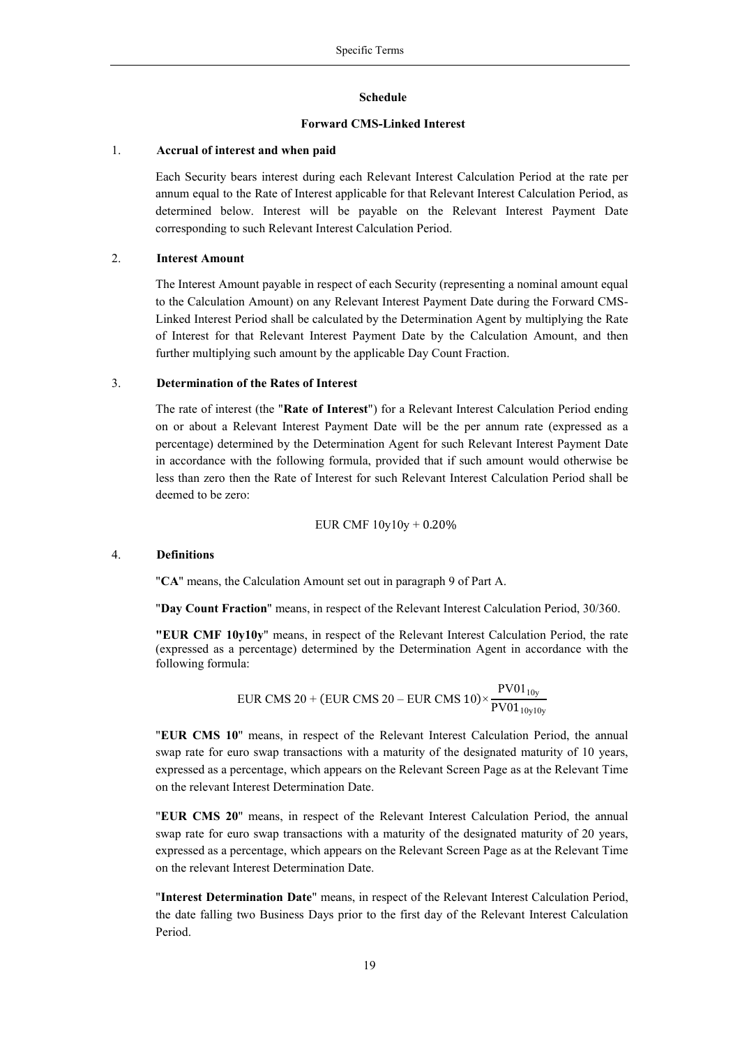**Schedule**

**Forward CMS-Linked Interest**

1. **Accrual of interest and when paid**

Each Security bears interest during each Relevant Interest Calculation Period at the rate per annum equal to the Rate of Interest applicable for that Relevant Interest Calculation Period, as determined below. Interest will be payable on the Relevant Interest Payment Date corresponding to such Relevant Interest Calculation Period.

2. **Interest Amount**

The Interest Amount payable in respect of each Security (representing a nominal amount equal to the Calculation Amount) on any Relevant Interest Payment Date during the Forward CMS-Linked Interest Period shall be calculated by the Determination Agent by multiplying the Rate of Interest for that Relevant Interest Payment Date by the Calculation Amount, and then further multiplying such amount by the applicable Day Count Fraction.

3. **Determination of the Rates of Interest**

The rate of interest (the "**Rate of Interest**") for a Relevant Interest Calculation Period ending on or about a Relevant Interest Payment Date will be the per annum rate (expressed as a percentage) determined by the Determination Agent for such Relevant Interest Payment Date in accordance with the following formula, provided that if such amount would otherwise be less than zero then the Rate of Interest for such Relevant Interest Calculation Period shall be deemed to be zero:

$$\text{EUR CMF 10y10y} + 0.20\%$$

4. **Definitions**

"**CA**" means, the Calculation Amount set out in paragraph 9 of Part A.

"**Day Count Fraction**" means, in respect of the Relevant Interest Calculation Period, 30/360.

**"EUR CMF 10y10y**" means, in respect of the Relevant Interest Calculation Period, the rate (expressed as a percentage) determined by the Determination Agent in accordance with the following formula:

$$\text{EUR CMS 20} + (\text{EUR CMS 20} - \text{EUR CMS 10}) \times \frac{\text{PV01}_{10y}}{\text{PV01}_{10y10y}}$$

"**EUR CMS 10**" means, in respect of the Relevant Interest Calculation Period, the annual swap rate for euro swap transactions with a maturity of the designated maturity of 10 years, expressed as a percentage, which appears on the Relevant Screen Page as at the Relevant Time on the relevant Interest Determination Date.

"**EUR CMS 20**" means, in respect of the Relevant Interest Calculation Period, the annual swap rate for euro swap transactions with a maturity of the designated maturity of 20 years, expressed as a percentage, which appears on the Relevant Screen Page as at the Relevant Time on the relevant Interest Determination Date.

"**Interest Determination Date**" means, in respect of the Relevant Interest Calculation Period, the date falling two Business Days prior to the first day of the Relevant Interest Calculation Period.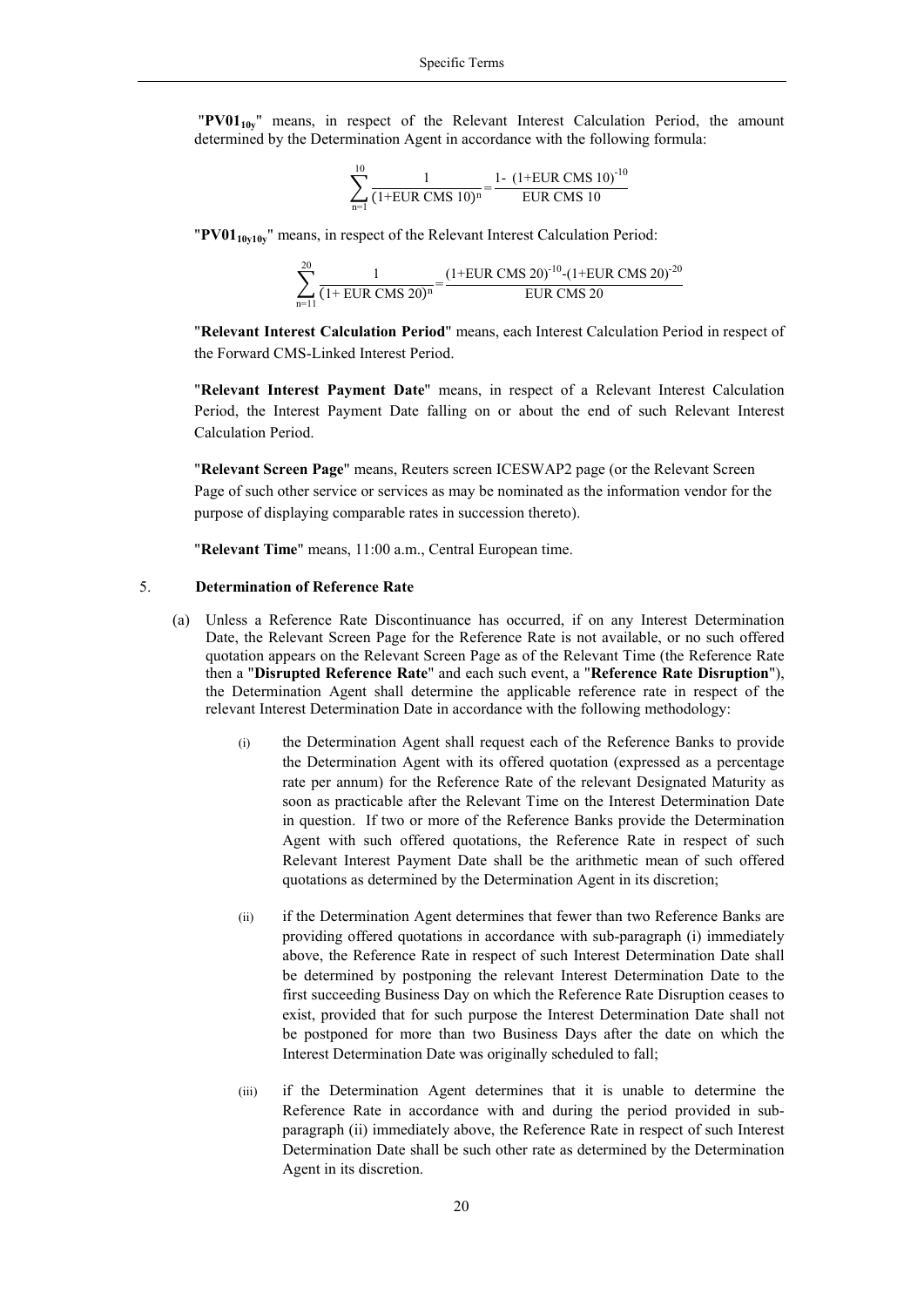"**PV01$_{10y}$**" means, in respect of the Relevant Interest Calculation Period, the amount determined by the Determination Agent in accordance with the following formula:

$$\sum_{n=1}^{10} \frac{1}{(1+\text{EUR CMS } 10)^n} = \frac{1-\ (1+\text{EUR CMS } 10)^{-10}}{\text{EUR CMS } 10}$$

"**PV01$_{10y10y}$**" means, in respect of the Relevant Interest Calculation Period:

$$\sum_{n=11}^{20} \frac{1}{(1+\text{ EUR CMS } 20)^n} = \frac{(1+\text{EUR CMS } 20)^{-10}\text{-}(1+\text{EUR CMS } 20)^{-20}}{\text{EUR CMS } 20}$$

"**Relevant Interest Calculation Period**" means, each Interest Calculation Period in respect of the Forward CMS-Linked Interest Period.

"**Relevant Interest Payment Date**" means, in respect of a Relevant Interest Calculation Period, the Interest Payment Date falling on or about the end of such Relevant Interest Calculation Period.

"**Relevant Screen Page**" means, Reuters screen ICESWAP2 page (or the Relevant Screen Page of such other service or services as may be nominated as the information vendor for the purpose of displaying comparable rates in succession thereto).

"**Relevant Time**" means, 11:00 a.m., Central European time.

5. **Determination of Reference Rate**

(a) Unless a Reference Rate Discontinuance has occurred, if on any Interest Determination Date, the Relevant Screen Page for the Reference Rate is not available, or no such offered quotation appears on the Relevant Screen Page as of the Relevant Time (the Reference Rate then a "**Disrupted Reference Rate**" and each such event, a "**Reference Rate Disruption**"), the Determination Agent shall determine the applicable reference rate in respect of the relevant Interest Determination Date in accordance with the following methodology:

   (i) the Determination Agent shall request each of the Reference Banks to provide the Determination Agent with its offered quotation (expressed as a percentage rate per annum) for the Reference Rate of the relevant Designated Maturity as soon as practicable after the Relevant Time on the Interest Determination Date in question. If two or more of the Reference Banks provide the Determination Agent with such offered quotations, the Reference Rate in respect of such Relevant Interest Payment Date shall be the arithmetic mean of such offered quotations as determined by the Determination Agent in its discretion;

   (ii) if the Determination Agent determines that fewer than two Reference Banks are providing offered quotations in accordance with sub-paragraph (i) immediately above, the Reference Rate in respect of such Interest Determination Date shall be determined by postponing the relevant Interest Determination Date to the first succeeding Business Day on which the Reference Rate Disruption ceases to exist, provided that for such purpose the Interest Determination Date shall not be postponed for more than two Business Days after the date on which the Interest Determination Date was originally scheduled to fall;

   (iii) if the Determination Agent determines that it is unable to determine the Reference Rate in accordance with and during the period provided in sub-paragraph (ii) immediately above, the Reference Rate in respect of such Interest Determination Date shall be such other rate as determined by the Determination Agent in its discretion.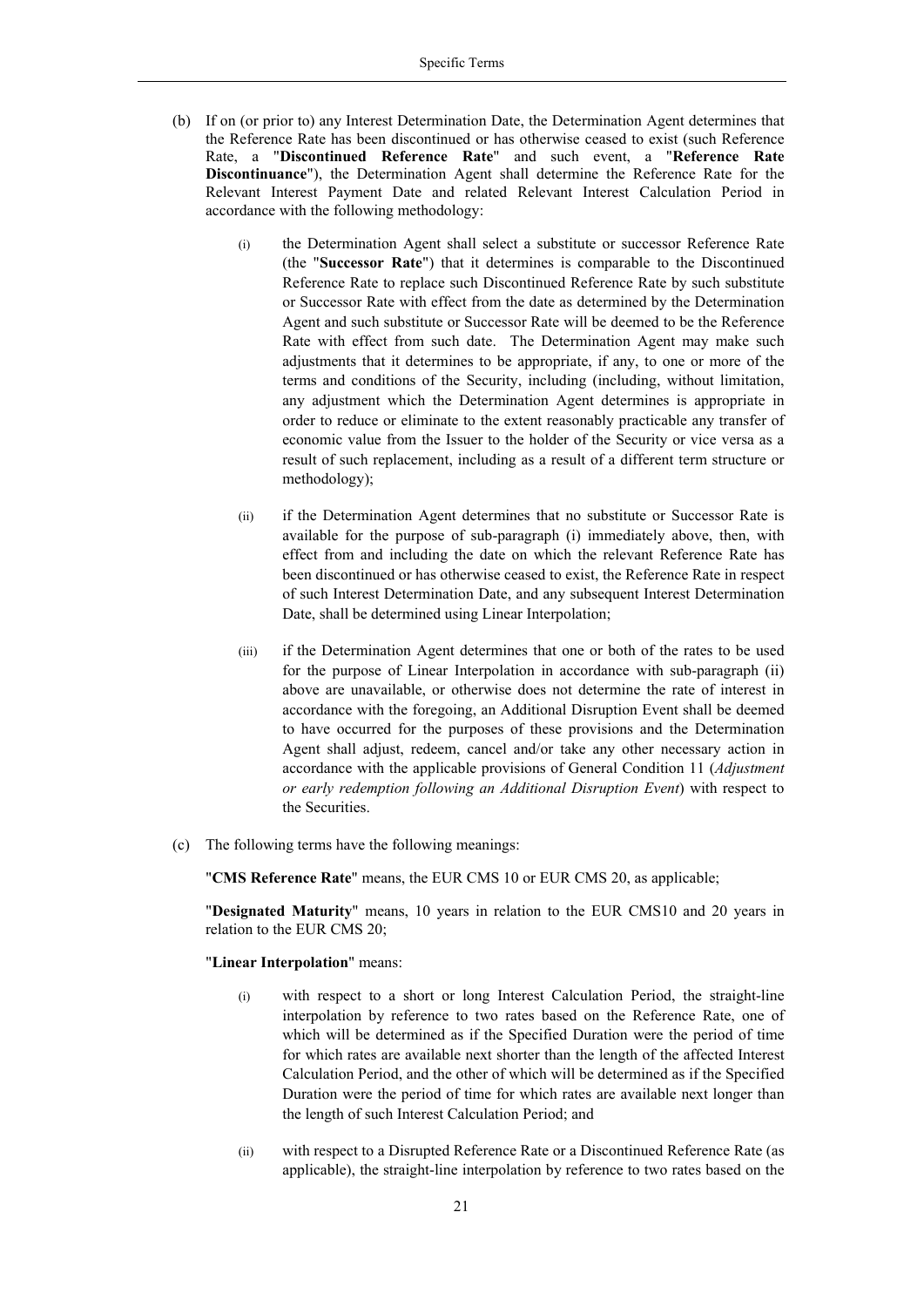(b) If on (or prior to) any Interest Determination Date, the Determination Agent determines that the Reference Rate has been discontinued or has otherwise ceased to exist (such Reference Rate, a "**Discontinued Reference Rate**" and such event, a "**Reference Rate Discontinuance**"), the Determination Agent shall determine the Reference Rate for the Relevant Interest Payment Date and related Relevant Interest Calculation Period in accordance with the following methodology:

   (i) the Determination Agent shall select a substitute or successor Reference Rate (the "**Successor Rate**") that it determines is comparable to the Discontinued Reference Rate to replace such Discontinued Reference Rate by such substitute or Successor Rate with effect from the date as determined by the Determination Agent and such substitute or Successor Rate will be deemed to be the Reference Rate with effect from such date. The Determination Agent may make such adjustments that it determines to be appropriate, if any, to one or more of the terms and conditions of the Security, including (including, without limitation, any adjustment which the Determination Agent determines is appropriate in order to reduce or eliminate to the extent reasonably practicable any transfer of economic value from the Issuer to the holder of the Security or vice versa as a result of such replacement, including as a result of a different term structure or methodology);

   (ii) if the Determination Agent determines that no substitute or Successor Rate is available for the purpose of sub-paragraph (i) immediately above, then, with effect from and including the date on which the relevant Reference Rate has been discontinued or has otherwise ceased to exist, the Reference Rate in respect of such Interest Determination Date, and any subsequent Interest Determination Date, shall be determined using Linear Interpolation;

   (iii) if the Determination Agent determines that one or both of the rates to be used for the purpose of Linear Interpolation in accordance with sub-paragraph (ii) above are unavailable, or otherwise does not determine the rate of interest in accordance with the foregoing, an Additional Disruption Event shall be deemed to have occurred for the purposes of these provisions and the Determination Agent shall adjust, redeem, cancel and/or take any other necessary action in accordance with the applicable provisions of General Condition 11 (*Adjustment or early redemption following an Additional Disruption Event*) with respect to the Securities.

(c) The following terms have the following meanings:

   "**CMS Reference Rate**" means, the EUR CMS 10 or EUR CMS 20, as applicable;

   "**Designated Maturity**" means, 10 years in relation to the EUR CMS10 and 20 years in relation to the EUR CMS 20;

   "**Linear Interpolation**" means:

   (i) with respect to a short or long Interest Calculation Period, the straight-line interpolation by reference to two rates based on the Reference Rate, one of which will be determined as if the Specified Duration were the period of time for which rates are available next shorter than the length of the affected Interest Calculation Period, and the other of which will be determined as if the Specified Duration were the period of time for which rates are available next longer than the length of such Interest Calculation Period; and

   (ii) with respect to a Disrupted Reference Rate or a Discontinued Reference Rate (as applicable), the straight-line interpolation by reference to two rates based on the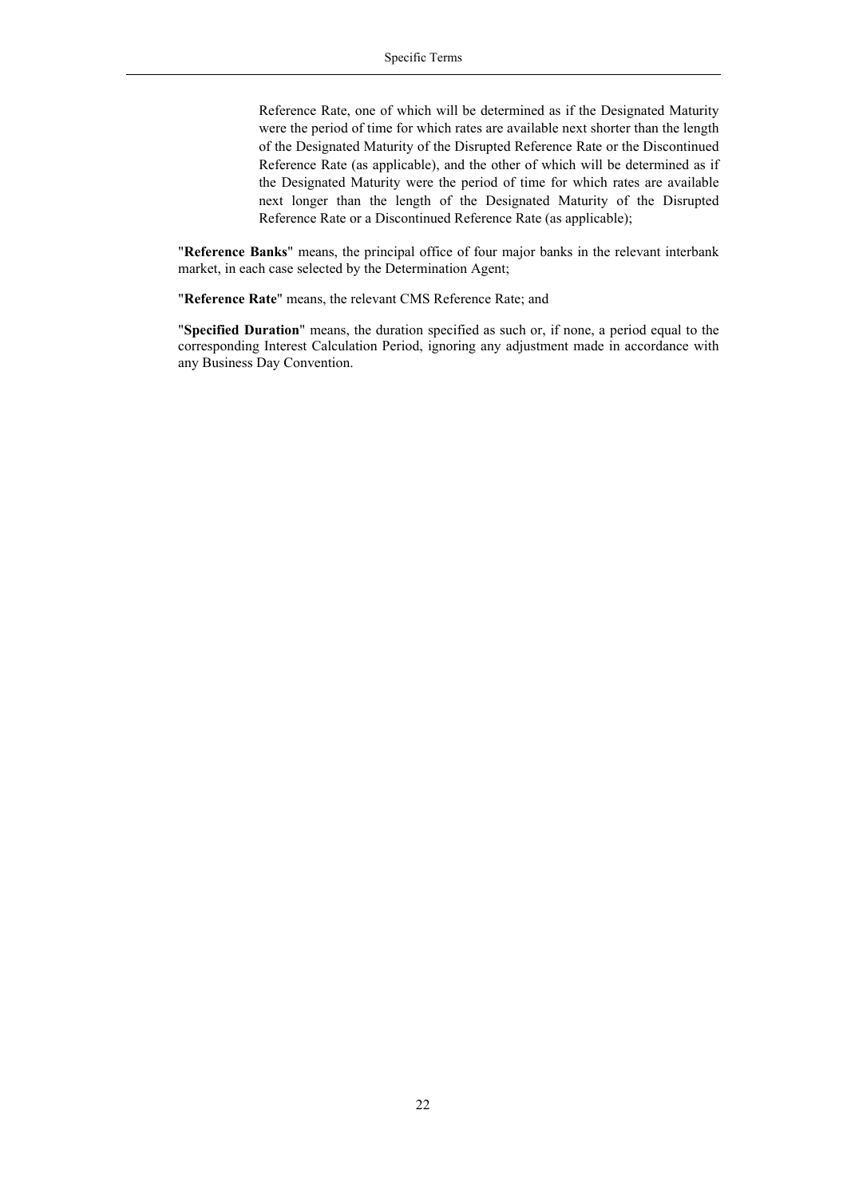Reference Rate, one of which will be determined as if the Designated Maturity were the period of time for which rates are available next shorter than the length of the Designated Maturity of the Disrupted Reference Rate or the Discontinued Reference Rate (as applicable), and the other of which will be determined as if the Designated Maturity were the period of time for which rates are available next longer than the length of the Designated Maturity of the Disrupted Reference Rate or a Discontinued Reference Rate (as applicable);

"**Reference Banks**" means, the principal office of four major banks in the relevant interbank market, in each case selected by the Determination Agent;

"**Reference Rate**" means, the relevant CMS Reference Rate; and

"**Specified Duration**" means, the duration specified as such or, if none, a period equal to the corresponding Interest Calculation Period, ignoring any adjustment made in accordance with any Business Day Convention.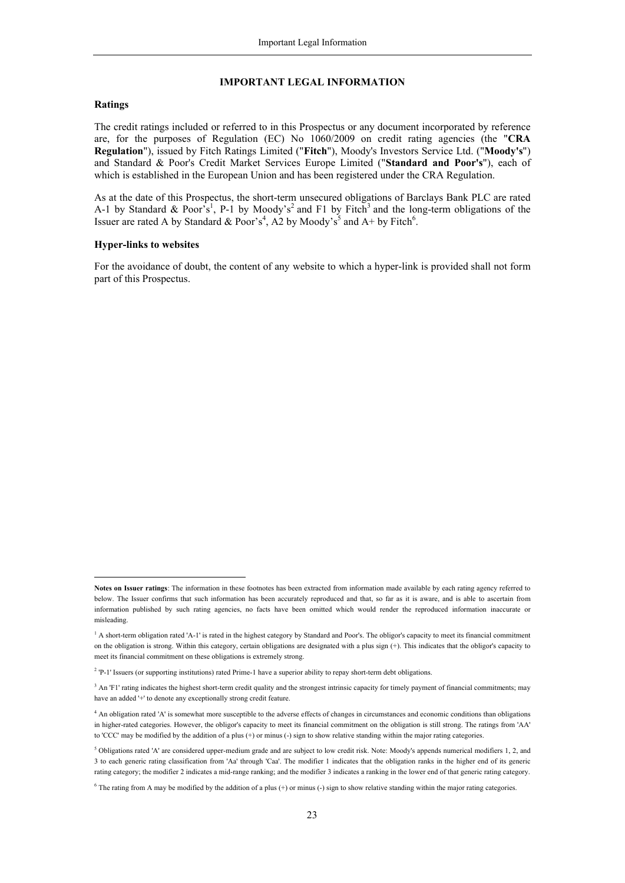# IMPORTANT LEGAL INFORMATION

## Ratings

The credit ratings included or referred to in this Prospectus or any document incorporated by reference are, for the purposes of Regulation (EC) No 1060/2009 on credit rating agencies (the "**CRA Regulation**"), issued by Fitch Ratings Limited ("**Fitch**"), Moody's Investors Service Ltd. ("**Moody's**") and Standard & Poor's Credit Market Services Europe Limited ("**Standard and Poor's**"), each of which is established in the European Union and has been registered under the CRA Regulation.

As at the date of this Prospectus, the short-term unsecured obligations of Barclays Bank PLC are rated A-1 by Standard & Poor's[1], P-1 by Moody's[2] and F1 by Fitch[3] and the long-term obligations of the Issuer are rated A by Standard & Poor's[4], A2 by Moody's[5] and A+ by Fitch[6].

## Hyper-links to websites

For the avoidance of doubt, the content of any website to which a hyper-link is provided shall not form part of this Prospectus.

---

**Notes on Issuer ratings**: The information in these footnotes has been extracted from information made available by each rating agency referred to below. The Issuer confirms that such information has been accurately reproduced and that, so far as it is aware, and is able to ascertain from information published by such rating agencies, no facts have been omitted which would render the reproduced information inaccurate or misleading.

[1] A short-term obligation rated 'A-1' is rated in the highest category by Standard and Poor's. The obligor's capacity to meet its financial commitment on the obligation is strong. Within this category, certain obligations are designated with a plus sign (+). This indicates that the obligor's capacity to meet its financial commitment on these obligations is extremely strong.

[2] 'P-1' Issuers (or supporting institutions) rated Prime-1 have a superior ability to repay short-term debt obligations.

[3] An 'F1' rating indicates the highest short-term credit quality and the strongest intrinsic capacity for timely payment of financial commitments; may have an added '+' to denote any exceptionally strong credit feature.

[4] An obligation rated 'A' is somewhat more susceptible to the adverse effects of changes in circumstances and economic conditions than obligations in higher-rated categories. However, the obligor's capacity to meet its financial commitment on the obligation is still strong. The ratings from 'AA' to 'CCC' may be modified by the addition of a plus (+) or minus (-) sign to show relative standing within the major rating categories.

[5] Obligations rated 'A' are considered upper-medium grade and are subject to low credit risk. Note: Moody's appends numerical modifiers 1, 2, and 3 to each generic rating classification from 'Aa' through 'Caa'. The modifier 1 indicates that the obligation ranks in the higher end of its generic rating category; the modifier 2 indicates a mid-range ranking; and the modifier 3 indicates a ranking in the lower end of that generic rating category.

[6] The rating from A may be modified by the addition of a plus (+) or minus (-) sign to show relative standing within the major rating categories.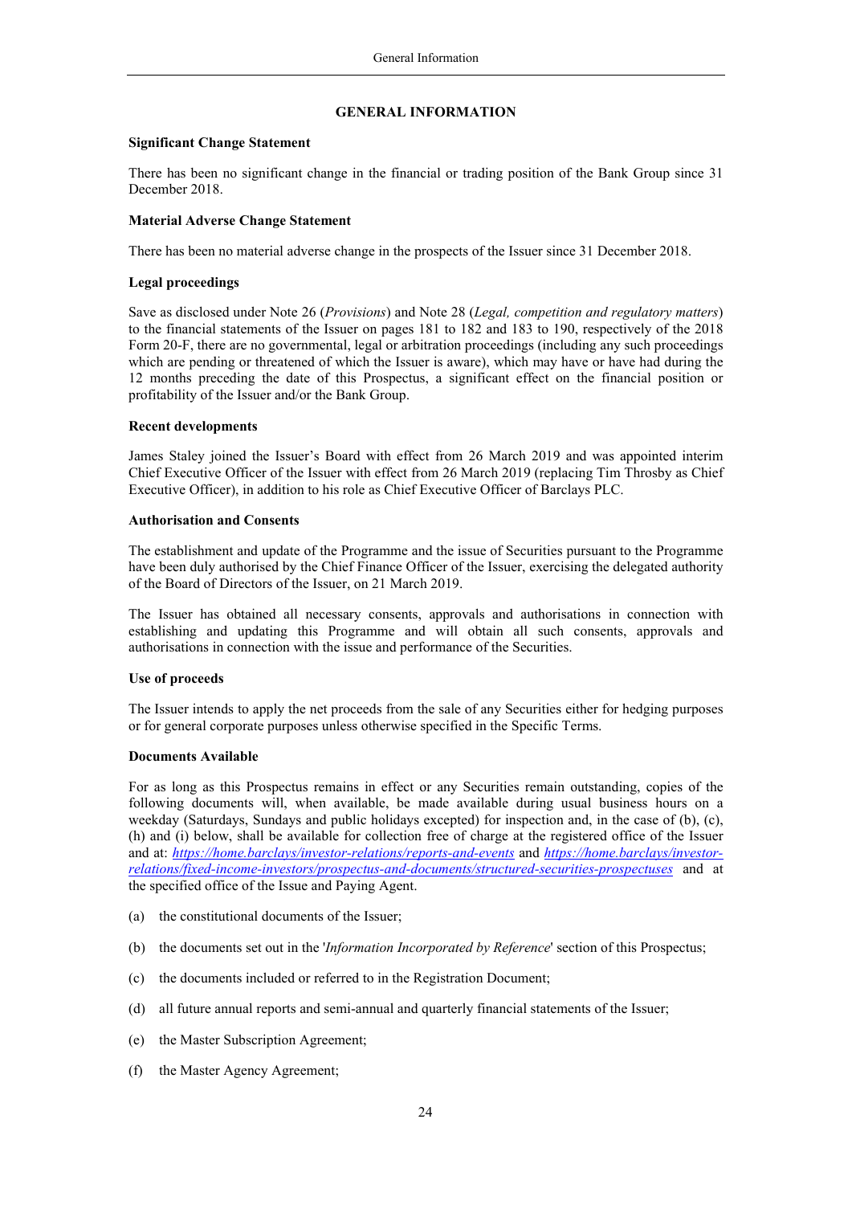# GENERAL INFORMATION

**Significant Change Statement**

There has been no significant change in the financial or trading position of the Bank Group since 31 December 2018.

**Material Adverse Change Statement**

There has been no material adverse change in the prospects of the Issuer since 31 December 2018.

**Legal proceedings**

Save as disclosed under Note 26 (*Provisions*) and Note 28 (*Legal, competition and regulatory matters*) to the financial statements of the Issuer on pages 181 to 182 and 183 to 190, respectively of the 2018 Form 20-F, there are no governmental, legal or arbitration proceedings (including any such proceedings which are pending or threatened of which the Issuer is aware), which may have or have had during the 12 months preceding the date of this Prospectus, a significant effect on the financial position or profitability of the Issuer and/or the Bank Group.

**Recent developments**

James Staley joined the Issuer's Board with effect from 26 March 2019 and was appointed interim Chief Executive Officer of the Issuer with effect from 26 March 2019 (replacing Tim Throsby as Chief Executive Officer), in addition to his role as Chief Executive Officer of Barclays PLC.

**Authorisation and Consents**

The establishment and update of the Programme and the issue of Securities pursuant to the Programme have been duly authorised by the Chief Finance Officer of the Issuer, exercising the delegated authority of the Board of Directors of the Issuer, on 21 March 2019.

The Issuer has obtained all necessary consents, approvals and authorisations in connection with establishing and updating this Programme and will obtain all such consents, approvals and authorisations in connection with the issue and performance of the Securities.

**Use of proceeds**

The Issuer intends to apply the net proceeds from the sale of any Securities either for hedging purposes or for general corporate purposes unless otherwise specified in the Specific Terms.

**Documents Available**

For as long as this Prospectus remains in effect or any Securities remain outstanding, copies of the following documents will, when available, be made available during usual business hours on a weekday (Saturdays, Sundays and public holidays excepted) for inspection and, in the case of (b), (c), (h) and (i) below, shall be available for collection free of charge at the registered office of the Issuer and at: *https://home.barclays/investor-relations/reports-and-events* and *https://home.barclays/investor-relations/fixed-income-investors/prospectus-and-documents/structured-securities-prospectuses* and at the specified office of the Issue and Paying Agent.

(a) the constitutional documents of the Issuer;

(b) the documents set out in the '*Information Incorporated by Reference*' section of this Prospectus;

(c) the documents included or referred to in the Registration Document;

(d) all future annual reports and semi-annual and quarterly financial statements of the Issuer;

(e) the Master Subscription Agreement;

(f) the Master Agency Agreement;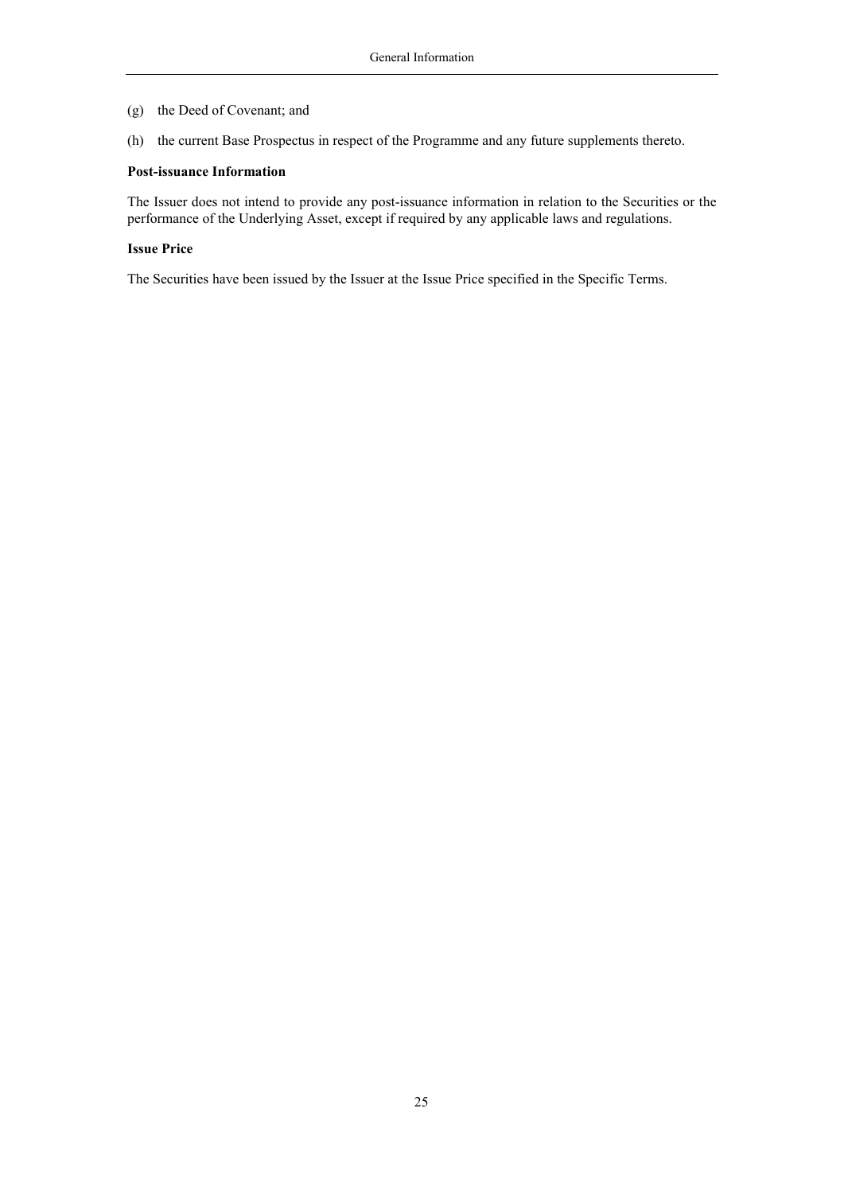(g) the Deed of Covenant; and

(h) the current Base Prospectus in respect of the Programme and any future supplements thereto.

**Post-issuance Information**

The Issuer does not intend to provide any post-issuance information in relation to the Securities or the performance of the Underlying Asset, except if required by any applicable laws and regulations.

**Issue Price**

The Securities have been issued by the Issuer at the Issue Price specified in the Specific Terms.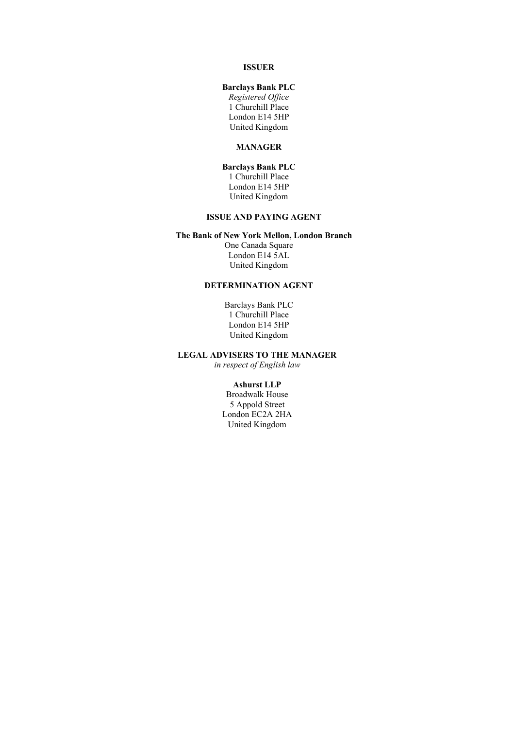**ISSUER**

**Barclays Bank PLC**
*Registered Office*
1 Churchill Place
London E14 5HP
United Kingdom

**MANAGER**

**Barclays Bank PLC**
1 Churchill Place
London E14 5HP
United Kingdom

**ISSUE AND PAYING AGENT**

**The Bank of New York Mellon, London Branch**
One Canada Square
London E14 5AL
United Kingdom

**DETERMINATION AGENT**

Barclays Bank PLC
1 Churchill Place
London E14 5HP
United Kingdom

**LEGAL ADVISERS TO THE MANAGER**
*in respect of English law*

**Ashurst LLP**
Broadwalk House
5 Appold Street
London EC2A 2HA
United Kingdom